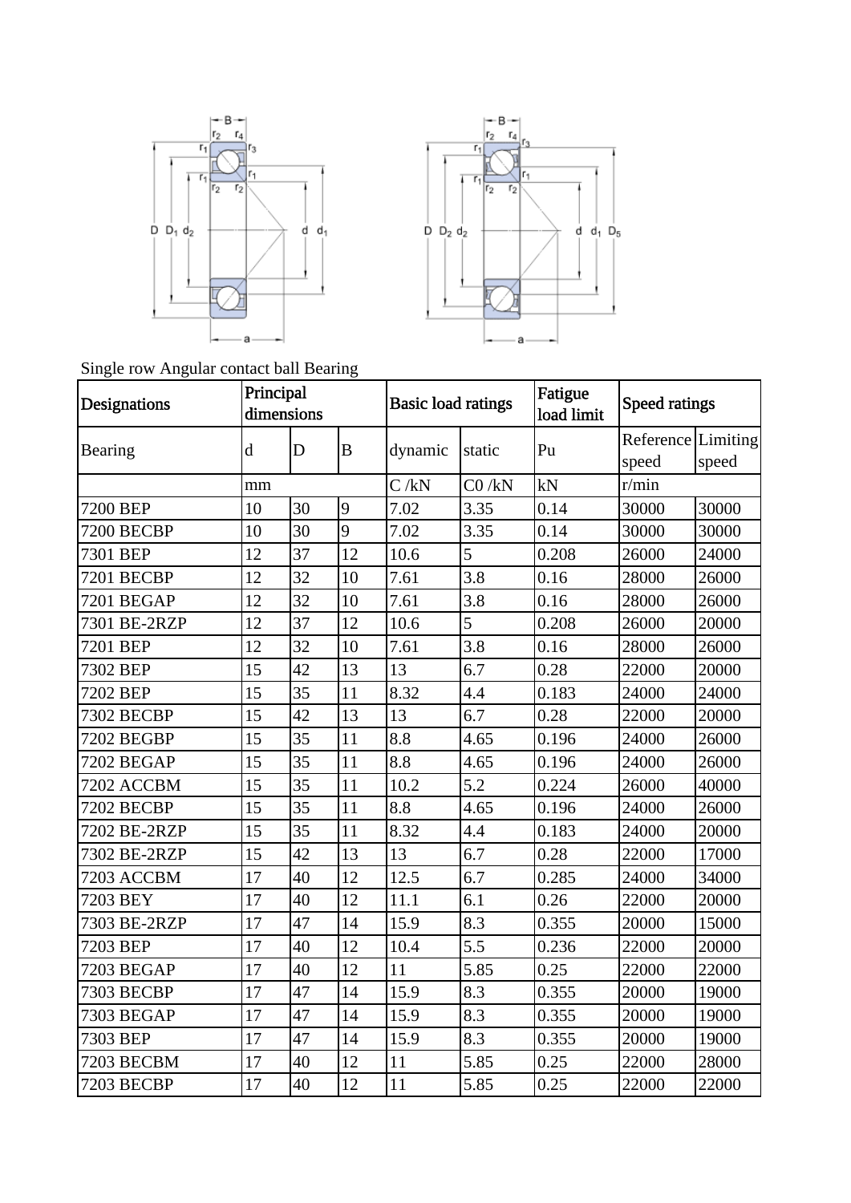Single row Angular contact ball Bearing

| Designations | Principal dimensions | | | Basic load ratings | | Fatigue load limit | Speed ratings | |
|---|---|---|---|---|---|---|---|---|
| Bearing | d | D | B | dynamic | static | Pu | Reference speed | Limiting speed |
| | mm | | | C /kN | C0 /kN | kN | r/min | |
| 7200 BEP | 10 | 30 | 9 | 7.02 | 3.35 | 0.14 | 30000 | 30000 |
| 7200 BECBP | 10 | 30 | 9 | 7.02 | 3.35 | 0.14 | 30000 | 30000 |
| 7301 BEP | 12 | 37 | 12 | 10.6 | 5 | 0.208 | 26000 | 24000 |
| 7201 BECBP | 12 | 32 | 10 | 7.61 | 3.8 | 0.16 | 28000 | 26000 |
| 7201 BEGAP | 12 | 32 | 10 | 7.61 | 3.8 | 0.16 | 28000 | 26000 |
| 7301 BE-2RZP | 12 | 37 | 12 | 10.6 | 5 | 0.208 | 26000 | 20000 |
| 7201 BEP | 12 | 32 | 10 | 7.61 | 3.8 | 0.16 | 28000 | 26000 |
| 7302 BEP | 15 | 42 | 13 | 13 | 6.7 | 0.28 | 22000 | 20000 |
| 7202 BEP | 15 | 35 | 11 | 8.32 | 4.4 | 0.183 | 24000 | 24000 |
| 7302 BECBP | 15 | 42 | 13 | 13 | 6.7 | 0.28 | 22000 | 20000 |
| 7202 BEGBP | 15 | 35 | 11 | 8.8 | 4.65 | 0.196 | 24000 | 26000 |
| 7202 BEGAP | 15 | 35 | 11 | 8.8 | 4.65 | 0.196 | 24000 | 26000 |
| 7202 ACCBM | 15 | 35 | 11 | 10.2 | 5.2 | 0.224 | 26000 | 40000 |
| 7202 BECBP | 15 | 35 | 11 | 8.8 | 4.65 | 0.196 | 24000 | 26000 |
| 7202 BE-2RZP | 15 | 35 | 11 | 8.32 | 4.4 | 0.183 | 24000 | 20000 |
| 7302 BE-2RZP | 15 | 42 | 13 | 13 | 6.7 | 0.28 | 22000 | 17000 |
| 7203 ACCBM | 17 | 40 | 12 | 12.5 | 6.7 | 0.285 | 24000 | 34000 |
| 7203 BEY | 17 | 40 | 12 | 11.1 | 6.1 | 0.26 | 22000 | 20000 |
| 7303 BE-2RZP | 17 | 47 | 14 | 15.9 | 8.3 | 0.355 | 20000 | 15000 |
| 7203 BEP | 17 | 40 | 12 | 10.4 | 5.5 | 0.236 | 22000 | 20000 |
| 7203 BEGAP | 17 | 40 | 12 | 11 | 5.85 | 0.25 | 22000 | 22000 |
| 7303 BECBP | 17 | 47 | 14 | 15.9 | 8.3 | 0.355 | 20000 | 19000 |
| 7303 BEGAP | 17 | 47 | 14 | 15.9 | 8.3 | 0.355 | 20000 | 19000 |
| 7303 BEP | 17 | 47 | 14 | 15.9 | 8.3 | 0.355 | 20000 | 19000 |
| 7203 BECBM | 17 | 40 | 12 | 11 | 5.85 | 0.25 | 22000 | 28000 |
| 7203 BECBP | 17 | 40 | 12 | 11 | 5.85 | 0.25 | 22000 | 22000 |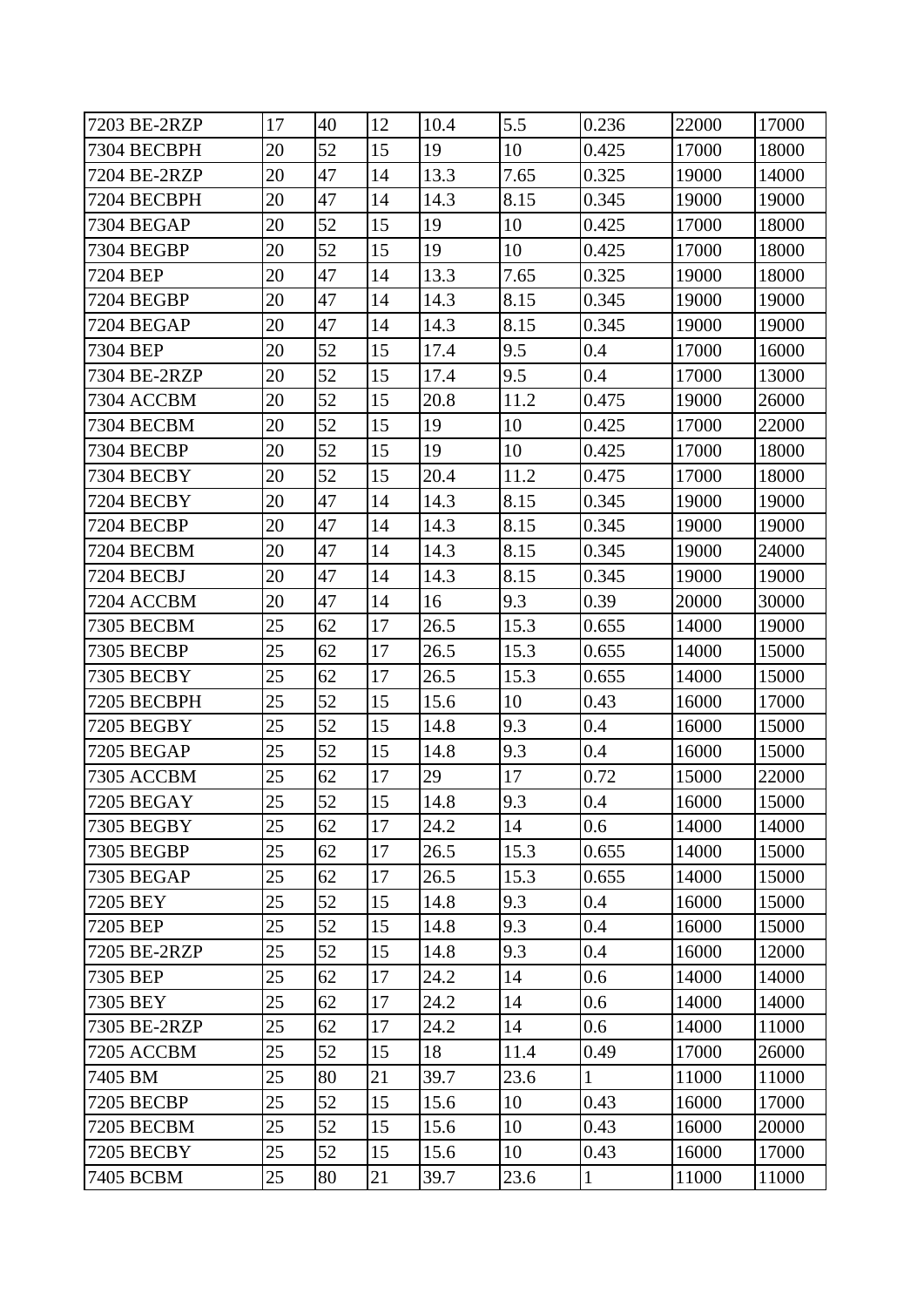| 7203 BE-2RZP | 17 | 40 | 12 | 10.4 | 5.5 | 0.236 | 22000 | 17000 |
|---|---|---|---|---|---|---|---|---|
| 7304 BECBPH | 20 | 52 | 15 | 19 | 10 | 0.425 | 17000 | 18000 |
| 7204 BE-2RZP | 20 | 47 | 14 | 13.3 | 7.65 | 0.325 | 19000 | 14000 |
| 7204 BECBPH | 20 | 47 | 14 | 14.3 | 8.15 | 0.345 | 19000 | 19000 |
| 7304 BEGAP | 20 | 52 | 15 | 19 | 10 | 0.425 | 17000 | 18000 |
| 7304 BEGBP | 20 | 52 | 15 | 19 | 10 | 0.425 | 17000 | 18000 |
| 7204 BEP | 20 | 47 | 14 | 13.3 | 7.65 | 0.325 | 19000 | 18000 |
| 7204 BEGBP | 20 | 47 | 14 | 14.3 | 8.15 | 0.345 | 19000 | 19000 |
| 7204 BEGAP | 20 | 47 | 14 | 14.3 | 8.15 | 0.345 | 19000 | 19000 |
| 7304 BEP | 20 | 52 | 15 | 17.4 | 9.5 | 0.4 | 17000 | 16000 |
| 7304 BE-2RZP | 20 | 52 | 15 | 17.4 | 9.5 | 0.4 | 17000 | 13000 |
| 7304 ACCBM | 20 | 52 | 15 | 20.8 | 11.2 | 0.475 | 19000 | 26000 |
| 7304 BECBM | 20 | 52 | 15 | 19 | 10 | 0.425 | 17000 | 22000 |
| 7304 BECBP | 20 | 52 | 15 | 19 | 10 | 0.425 | 17000 | 18000 |
| 7304 BECBY | 20 | 52 | 15 | 20.4 | 11.2 | 0.475 | 17000 | 18000 |
| 7204 BECBY | 20 | 47 | 14 | 14.3 | 8.15 | 0.345 | 19000 | 19000 |
| 7204 BECBP | 20 | 47 | 14 | 14.3 | 8.15 | 0.345 | 19000 | 19000 |
| 7204 BECBM | 20 | 47 | 14 | 14.3 | 8.15 | 0.345 | 19000 | 24000 |
| 7204 BECBJ | 20 | 47 | 14 | 14.3 | 8.15 | 0.345 | 19000 | 19000 |
| 7204 ACCBM | 20 | 47 | 14 | 16 | 9.3 | 0.39 | 20000 | 30000 |
| 7305 BECBM | 25 | 62 | 17 | 26.5 | 15.3 | 0.655 | 14000 | 19000 |
| 7305 BECBP | 25 | 62 | 17 | 26.5 | 15.3 | 0.655 | 14000 | 15000 |
| 7305 BECBY | 25 | 62 | 17 | 26.5 | 15.3 | 0.655 | 14000 | 15000 |
| 7205 BECBPH | 25 | 52 | 15 | 15.6 | 10 | 0.43 | 16000 | 17000 |
| 7205 BEGBY | 25 | 52 | 15 | 14.8 | 9.3 | 0.4 | 16000 | 15000 |
| 7205 BEGAP | 25 | 52 | 15 | 14.8 | 9.3 | 0.4 | 16000 | 15000 |
| 7305 ACCBM | 25 | 62 | 17 | 29 | 17 | 0.72 | 15000 | 22000 |
| 7205 BEGAY | 25 | 52 | 15 | 14.8 | 9.3 | 0.4 | 16000 | 15000 |
| 7305 BEGBY | 25 | 62 | 17 | 24.2 | 14 | 0.6 | 14000 | 14000 |
| 7305 BEGBP | 25 | 62 | 17 | 26.5 | 15.3 | 0.655 | 14000 | 15000 |
| 7305 BEGAP | 25 | 62 | 17 | 26.5 | 15.3 | 0.655 | 14000 | 15000 |
| 7205 BEY | 25 | 52 | 15 | 14.8 | 9.3 | 0.4 | 16000 | 15000 |
| 7205 BEP | 25 | 52 | 15 | 14.8 | 9.3 | 0.4 | 16000 | 15000 |
| 7205 BE-2RZP | 25 | 52 | 15 | 14.8 | 9.3 | 0.4 | 16000 | 12000 |
| 7305 BEP | 25 | 62 | 17 | 24.2 | 14 | 0.6 | 14000 | 14000 |
| 7305 BEY | 25 | 62 | 17 | 24.2 | 14 | 0.6 | 14000 | 14000 |
| 7305 BE-2RZP | 25 | 62 | 17 | 24.2 | 14 | 0.6 | 14000 | 11000 |
| 7205 ACCBM | 25 | 52 | 15 | 18 | 11.4 | 0.49 | 17000 | 26000 |
| 7405 BM | 25 | 80 | 21 | 39.7 | 23.6 | 1 | 11000 | 11000 |
| 7205 BECBP | 25 | 52 | 15 | 15.6 | 10 | 0.43 | 16000 | 17000 |
| 7205 BECBM | 25 | 52 | 15 | 15.6 | 10 | 0.43 | 16000 | 20000 |
| 7205 BECBY | 25 | 52 | 15 | 15.6 | 10 | 0.43 | 16000 | 17000 |
| 7405 BCBM | 25 | 80 | 21 | 39.7 | 23.6 | 1 | 11000 | 11000 |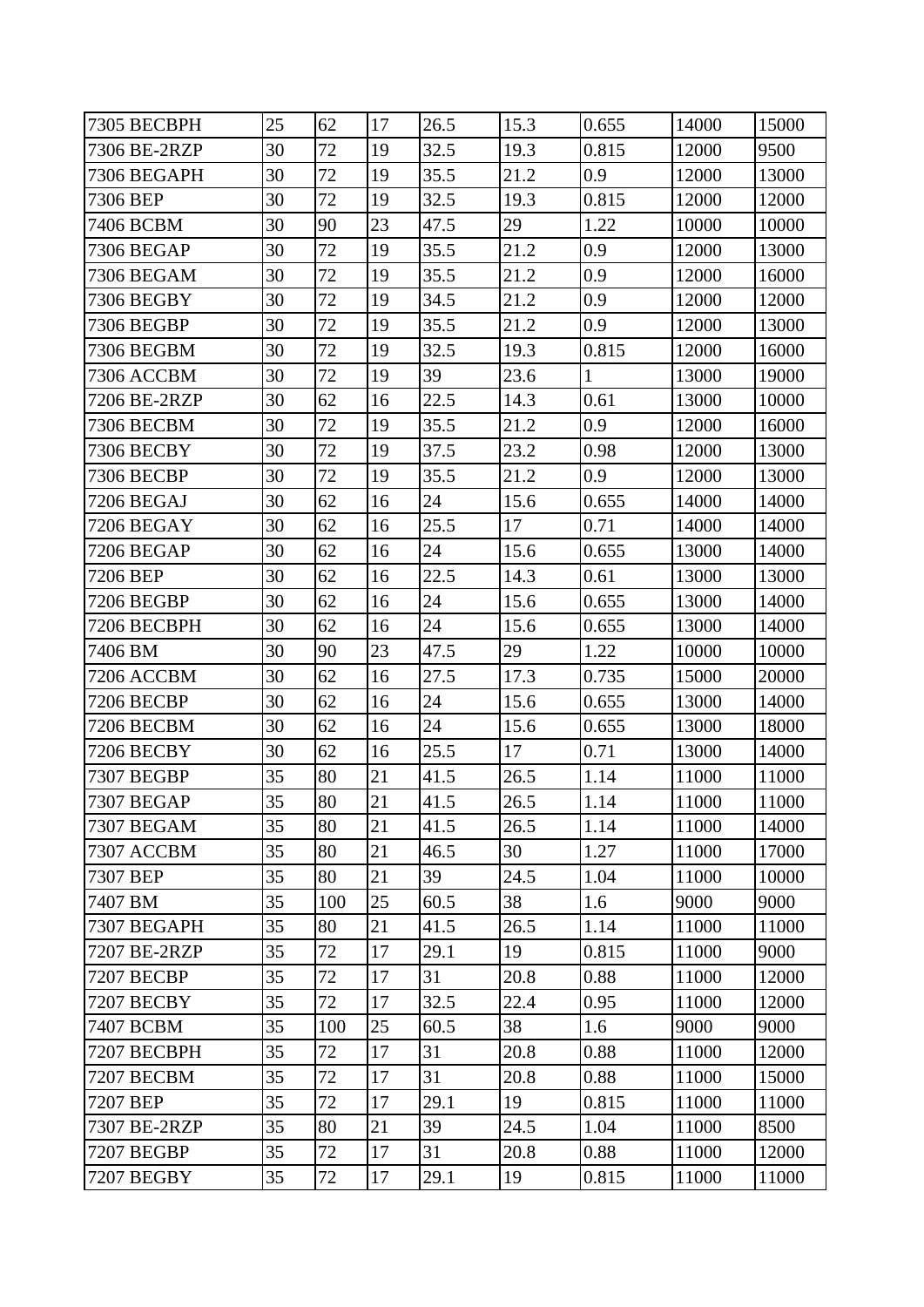| 7305 BECBPH | 25 | 62 | 17 | 26.5 | 15.3 | 0.655 | 14000 | 15000 |
|---|---|---|---|---|---|---|---|---|
| 7306 BE-2RZP | 30 | 72 | 19 | 32.5 | 19.3 | 0.815 | 12000 | 9500 |
| 7306 BEGAPH | 30 | 72 | 19 | 35.5 | 21.2 | 0.9 | 12000 | 13000 |
| 7306 BEP | 30 | 72 | 19 | 32.5 | 19.3 | 0.815 | 12000 | 12000 |
| 7406 BCBM | 30 | 90 | 23 | 47.5 | 29 | 1.22 | 10000 | 10000 |
| 7306 BEGAP | 30 | 72 | 19 | 35.5 | 21.2 | 0.9 | 12000 | 13000 |
| 7306 BEGAM | 30 | 72 | 19 | 35.5 | 21.2 | 0.9 | 12000 | 16000 |
| 7306 BEGBY | 30 | 72 | 19 | 34.5 | 21.2 | 0.9 | 12000 | 12000 |
| 7306 BEGBP | 30 | 72 | 19 | 35.5 | 21.2 | 0.9 | 12000 | 13000 |
| 7306 BEGBM | 30 | 72 | 19 | 32.5 | 19.3 | 0.815 | 12000 | 16000 |
| 7306 ACCBM | 30 | 72 | 19 | 39 | 23.6 | 1 | 13000 | 19000 |
| 7206 BE-2RZP | 30 | 62 | 16 | 22.5 | 14.3 | 0.61 | 13000 | 10000 |
| 7306 BECBM | 30 | 72 | 19 | 35.5 | 21.2 | 0.9 | 12000 | 16000 |
| 7306 BECBY | 30 | 72 | 19 | 37.5 | 23.2 | 0.98 | 12000 | 13000 |
| 7306 BECBP | 30 | 72 | 19 | 35.5 | 21.2 | 0.9 | 12000 | 13000 |
| 7206 BEGAJ | 30 | 62 | 16 | 24 | 15.6 | 0.655 | 14000 | 14000 |
| 7206 BEGAY | 30 | 62 | 16 | 25.5 | 17 | 0.71 | 14000 | 14000 |
| 7206 BEGAP | 30 | 62 | 16 | 24 | 15.6 | 0.655 | 13000 | 14000 |
| 7206 BEP | 30 | 62 | 16 | 22.5 | 14.3 | 0.61 | 13000 | 13000 |
| 7206 BEGBP | 30 | 62 | 16 | 24 | 15.6 | 0.655 | 13000 | 14000 |
| 7206 BECBPH | 30 | 62 | 16 | 24 | 15.6 | 0.655 | 13000 | 14000 |
| 7406 BM | 30 | 90 | 23 | 47.5 | 29 | 1.22 | 10000 | 10000 |
| 7206 ACCBM | 30 | 62 | 16 | 27.5 | 17.3 | 0.735 | 15000 | 20000 |
| 7206 BECBP | 30 | 62 | 16 | 24 | 15.6 | 0.655 | 13000 | 14000 |
| 7206 BECBM | 30 | 62 | 16 | 24 | 15.6 | 0.655 | 13000 | 18000 |
| 7206 BECBY | 30 | 62 | 16 | 25.5 | 17 | 0.71 | 13000 | 14000 |
| 7307 BEGBP | 35 | 80 | 21 | 41.5 | 26.5 | 1.14 | 11000 | 11000 |
| 7307 BEGAP | 35 | 80 | 21 | 41.5 | 26.5 | 1.14 | 11000 | 11000 |
| 7307 BEGAM | 35 | 80 | 21 | 41.5 | 26.5 | 1.14 | 11000 | 14000 |
| 7307 ACCBM | 35 | 80 | 21 | 46.5 | 30 | 1.27 | 11000 | 17000 |
| 7307 BEP | 35 | 80 | 21 | 39 | 24.5 | 1.04 | 11000 | 10000 |
| 7407 BM | 35 | 100 | 25 | 60.5 | 38 | 1.6 | 9000 | 9000 |
| 7307 BEGAPH | 35 | 80 | 21 | 41.5 | 26.5 | 1.14 | 11000 | 11000 |
| 7207 BE-2RZP | 35 | 72 | 17 | 29.1 | 19 | 0.815 | 11000 | 9000 |
| 7207 BECBP | 35 | 72 | 17 | 31 | 20.8 | 0.88 | 11000 | 12000 |
| 7207 BECBY | 35 | 72 | 17 | 32.5 | 22.4 | 0.95 | 11000 | 12000 |
| 7407 BCBM | 35 | 100 | 25 | 60.5 | 38 | 1.6 | 9000 | 9000 |
| 7207 BECBPH | 35 | 72 | 17 | 31 | 20.8 | 0.88 | 11000 | 12000 |
| 7207 BECBM | 35 | 72 | 17 | 31 | 20.8 | 0.88 | 11000 | 15000 |
| 7207 BEP | 35 | 72 | 17 | 29.1 | 19 | 0.815 | 11000 | 11000 |
| 7307 BE-2RZP | 35 | 80 | 21 | 39 | 24.5 | 1.04 | 11000 | 8500 |
| 7207 BEGBP | 35 | 72 | 17 | 31 | 20.8 | 0.88 | 11000 | 12000 |
| 7207 BEGBY | 35 | 72 | 17 | 29.1 | 19 | 0.815 | 11000 | 11000 |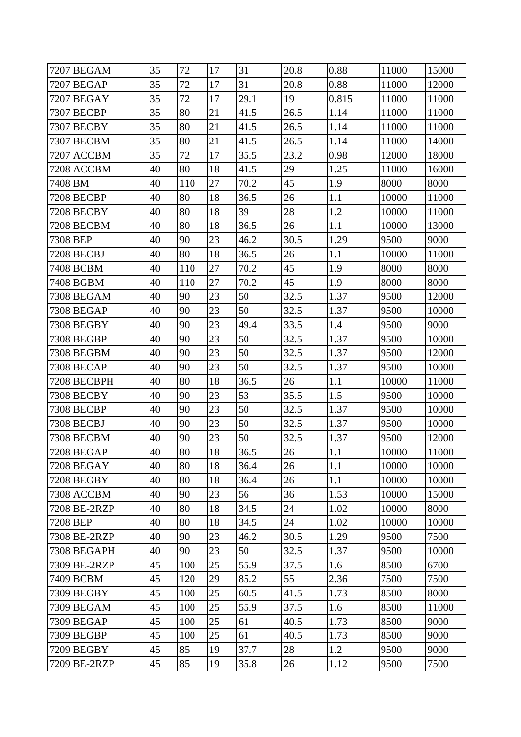| 7207 BEGAM | 35 | 72 | 17 | 31 | 20.8 | 0.88 | 11000 | 15000 |
|---|---|---|---|---|---|---|---|---|
| 7207 BEGAP | 35 | 72 | 17 | 31 | 20.8 | 0.88 | 11000 | 12000 |
| 7207 BEGAY | 35 | 72 | 17 | 29.1 | 19 | 0.815 | 11000 | 11000 |
| 7307 BECBP | 35 | 80 | 21 | 41.5 | 26.5 | 1.14 | 11000 | 11000 |
| 7307 BECBY | 35 | 80 | 21 | 41.5 | 26.5 | 1.14 | 11000 | 11000 |
| 7307 BECBM | 35 | 80 | 21 | 41.5 | 26.5 | 1.14 | 11000 | 14000 |
| 7207 ACCBM | 35 | 72 | 17 | 35.5 | 23.2 | 0.98 | 12000 | 18000 |
| 7208 ACCBM | 40 | 80 | 18 | 41.5 | 29 | 1.25 | 11000 | 16000 |
| 7408 BM | 40 | 110 | 27 | 70.2 | 45 | 1.9 | 8000 | 8000 |
| 7208 BECBP | 40 | 80 | 18 | 36.5 | 26 | 1.1 | 10000 | 11000 |
| 7208 BECBY | 40 | 80 | 18 | 39 | 28 | 1.2 | 10000 | 11000 |
| 7208 BECBM | 40 | 80 | 18 | 36.5 | 26 | 1.1 | 10000 | 13000 |
| 7308 BEP | 40 | 90 | 23 | 46.2 | 30.5 | 1.29 | 9500 | 9000 |
| 7208 BECBJ | 40 | 80 | 18 | 36.5 | 26 | 1.1 | 10000 | 11000 |
| 7408 BCBM | 40 | 110 | 27 | 70.2 | 45 | 1.9 | 8000 | 8000 |
| 7408 BGBM | 40 | 110 | 27 | 70.2 | 45 | 1.9 | 8000 | 8000 |
| 7308 BEGAM | 40 | 90 | 23 | 50 | 32.5 | 1.37 | 9500 | 12000 |
| 7308 BEGAP | 40 | 90 | 23 | 50 | 32.5 | 1.37 | 9500 | 10000 |
| 7308 BEGBY | 40 | 90 | 23 | 49.4 | 33.5 | 1.4 | 9500 | 9000 |
| 7308 BEGBP | 40 | 90 | 23 | 50 | 32.5 | 1.37 | 9500 | 10000 |
| 7308 BEGBM | 40 | 90 | 23 | 50 | 32.5 | 1.37 | 9500 | 12000 |
| 7308 BECAP | 40 | 90 | 23 | 50 | 32.5 | 1.37 | 9500 | 10000 |
| 7208 BECBPH | 40 | 80 | 18 | 36.5 | 26 | 1.1 | 10000 | 11000 |
| 7308 BECBY | 40 | 90 | 23 | 53 | 35.5 | 1.5 | 9500 | 10000 |
| 7308 BECBP | 40 | 90 | 23 | 50 | 32.5 | 1.37 | 9500 | 10000 |
| 7308 BECBJ | 40 | 90 | 23 | 50 | 32.5 | 1.37 | 9500 | 10000 |
| 7308 BECBM | 40 | 90 | 23 | 50 | 32.5 | 1.37 | 9500 | 12000 |
| 7208 BEGAP | 40 | 80 | 18 | 36.5 | 26 | 1.1 | 10000 | 11000 |
| 7208 BEGAY | 40 | 80 | 18 | 36.4 | 26 | 1.1 | 10000 | 10000 |
| 7208 BEGBY | 40 | 80 | 18 | 36.4 | 26 | 1.1 | 10000 | 10000 |
| 7308 ACCBM | 40 | 90 | 23 | 56 | 36 | 1.53 | 10000 | 15000 |
| 7208 BE-2RZP | 40 | 80 | 18 | 34.5 | 24 | 1.02 | 10000 | 8000 |
| 7208 BEP | 40 | 80 | 18 | 34.5 | 24 | 1.02 | 10000 | 10000 |
| 7308 BE-2RZP | 40 | 90 | 23 | 46.2 | 30.5 | 1.29 | 9500 | 7500 |
| 7308 BEGAPH | 40 | 90 | 23 | 50 | 32.5 | 1.37 | 9500 | 10000 |
| 7309 BE-2RZP | 45 | 100 | 25 | 55.9 | 37.5 | 1.6 | 8500 | 6700 |
| 7409 BCBM | 45 | 120 | 29 | 85.2 | 55 | 2.36 | 7500 | 7500 |
| 7309 BEGBY | 45 | 100 | 25 | 60.5 | 41.5 | 1.73 | 8500 | 8000 |
| 7309 BEGAM | 45 | 100 | 25 | 55.9 | 37.5 | 1.6 | 8500 | 11000 |
| 7309 BEGAP | 45 | 100 | 25 | 61 | 40.5 | 1.73 | 8500 | 9000 |
| 7309 BEGBP | 45 | 100 | 25 | 61 | 40.5 | 1.73 | 8500 | 9000 |
| 7209 BEGBY | 45 | 85 | 19 | 37.7 | 28 | 1.2 | 9500 | 9000 |
| 7209 BE-2RZP | 45 | 85 | 19 | 35.8 | 26 | 1.12 | 9500 | 7500 |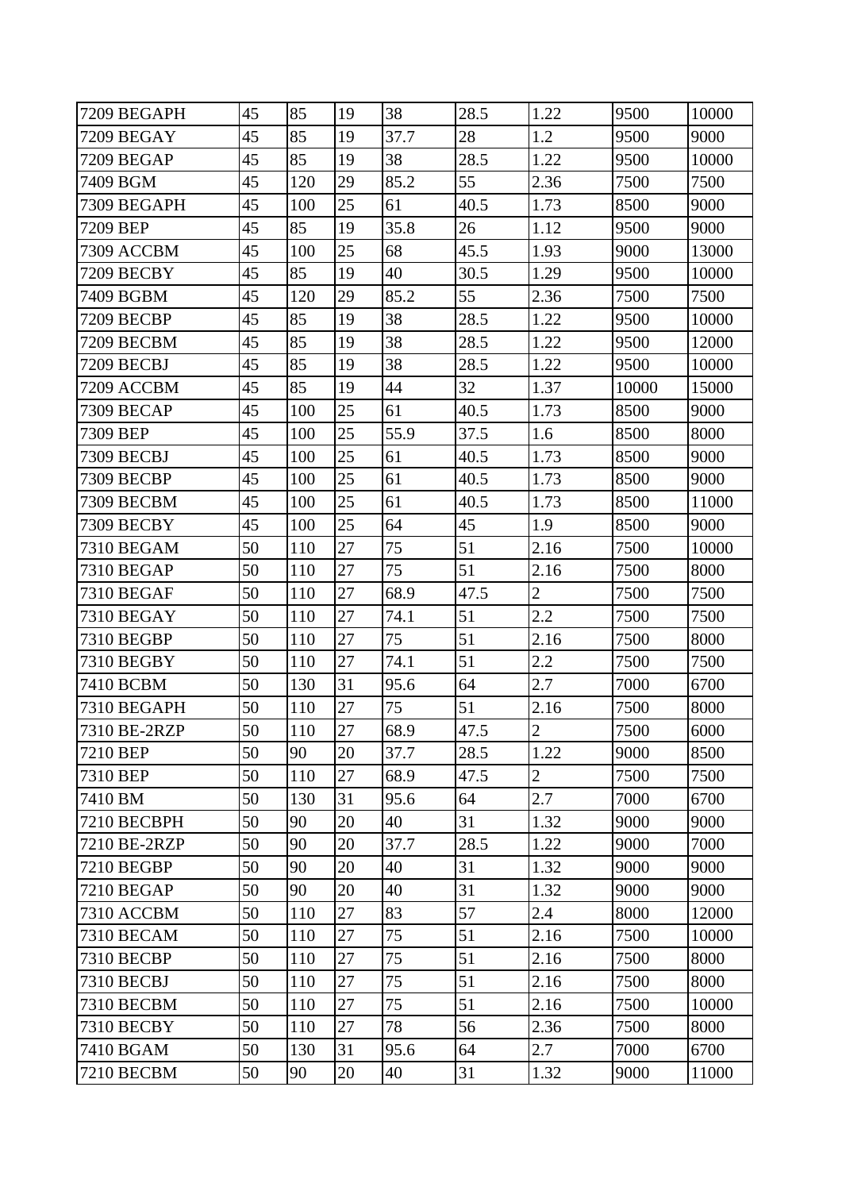| 7209 BEGAPH | 45 | 85 | 19 | 38 | 28.5 | 1.22 | 9500 | 10000 |
|---|---|---|---|---|---|---|---|---|
| 7209 BEGAY | 45 | 85 | 19 | 37.7 | 28 | 1.2 | 9500 | 9000 |
| 7209 BEGAP | 45 | 85 | 19 | 38 | 28.5 | 1.22 | 9500 | 10000 |
| 7409 BGM | 45 | 120 | 29 | 85.2 | 55 | 2.36 | 7500 | 7500 |
| 7309 BEGAPH | 45 | 100 | 25 | 61 | 40.5 | 1.73 | 8500 | 9000 |
| 7209 BEP | 45 | 85 | 19 | 35.8 | 26 | 1.12 | 9500 | 9000 |
| 7309 ACCBM | 45 | 100 | 25 | 68 | 45.5 | 1.93 | 9000 | 13000 |
| 7209 BECBY | 45 | 85 | 19 | 40 | 30.5 | 1.29 | 9500 | 10000 |
| 7409 BGBM | 45 | 120 | 29 | 85.2 | 55 | 2.36 | 7500 | 7500 |
| 7209 BECBP | 45 | 85 | 19 | 38 | 28.5 | 1.22 | 9500 | 10000 |
| 7209 BECBM | 45 | 85 | 19 | 38 | 28.5 | 1.22 | 9500 | 12000 |
| 7209 BECBJ | 45 | 85 | 19 | 38 | 28.5 | 1.22 | 9500 | 10000 |
| 7209 ACCBM | 45 | 85 | 19 | 44 | 32 | 1.37 | 10000 | 15000 |
| 7309 BECAP | 45 | 100 | 25 | 61 | 40.5 | 1.73 | 8500 | 9000 |
| 7309 BEP | 45 | 100 | 25 | 55.9 | 37.5 | 1.6 | 8500 | 8000 |
| 7309 BECBJ | 45 | 100 | 25 | 61 | 40.5 | 1.73 | 8500 | 9000 |
| 7309 BECBP | 45 | 100 | 25 | 61 | 40.5 | 1.73 | 8500 | 9000 |
| 7309 BECBM | 45 | 100 | 25 | 61 | 40.5 | 1.73 | 8500 | 11000 |
| 7309 BECBY | 45 | 100 | 25 | 64 | 45 | 1.9 | 8500 | 9000 |
| 7310 BEGAM | 50 | 110 | 27 | 75 | 51 | 2.16 | 7500 | 10000 |
| 7310 BEGAP | 50 | 110 | 27 | 75 | 51 | 2.16 | 7500 | 8000 |
| 7310 BEGAF | 50 | 110 | 27 | 68.9 | 47.5 | 2 | 7500 | 7500 |
| 7310 BEGAY | 50 | 110 | 27 | 74.1 | 51 | 2.2 | 7500 | 7500 |
| 7310 BEGBP | 50 | 110 | 27 | 75 | 51 | 2.16 | 7500 | 8000 |
| 7310 BEGBY | 50 | 110 | 27 | 74.1 | 51 | 2.2 | 7500 | 7500 |
| 7410 BCBM | 50 | 130 | 31 | 95.6 | 64 | 2.7 | 7000 | 6700 |
| 7310 BEGAPH | 50 | 110 | 27 | 75 | 51 | 2.16 | 7500 | 8000 |
| 7310 BE-2RZP | 50 | 110 | 27 | 68.9 | 47.5 | 2 | 7500 | 6000 |
| 7210 BEP | 50 | 90 | 20 | 37.7 | 28.5 | 1.22 | 9000 | 8500 |
| 7310 BEP | 50 | 110 | 27 | 68.9 | 47.5 | 2 | 7500 | 7500 |
| 7410 BM | 50 | 130 | 31 | 95.6 | 64 | 2.7 | 7000 | 6700 |
| 7210 BECBPH | 50 | 90 | 20 | 40 | 31 | 1.32 | 9000 | 9000 |
| 7210 BE-2RZP | 50 | 90 | 20 | 37.7 | 28.5 | 1.22 | 9000 | 7000 |
| 7210 BEGBP | 50 | 90 | 20 | 40 | 31 | 1.32 | 9000 | 9000 |
| 7210 BEGAP | 50 | 90 | 20 | 40 | 31 | 1.32 | 9000 | 9000 |
| 7310 ACCBM | 50 | 110 | 27 | 83 | 57 | 2.4 | 8000 | 12000 |
| 7310 BECAM | 50 | 110 | 27 | 75 | 51 | 2.16 | 7500 | 10000 |
| 7310 BECBP | 50 | 110 | 27 | 75 | 51 | 2.16 | 7500 | 8000 |
| 7310 BECBJ | 50 | 110 | 27 | 75 | 51 | 2.16 | 7500 | 8000 |
| 7310 BECBM | 50 | 110 | 27 | 75 | 51 | 2.16 | 7500 | 10000 |
| 7310 BECBY | 50 | 110 | 27 | 78 | 56 | 2.36 | 7500 | 8000 |
| 7410 BGAM | 50 | 130 | 31 | 95.6 | 64 | 2.7 | 7000 | 6700 |
| 7210 BECBM | 50 | 90 | 20 | 40 | 31 | 1.32 | 9000 | 11000 |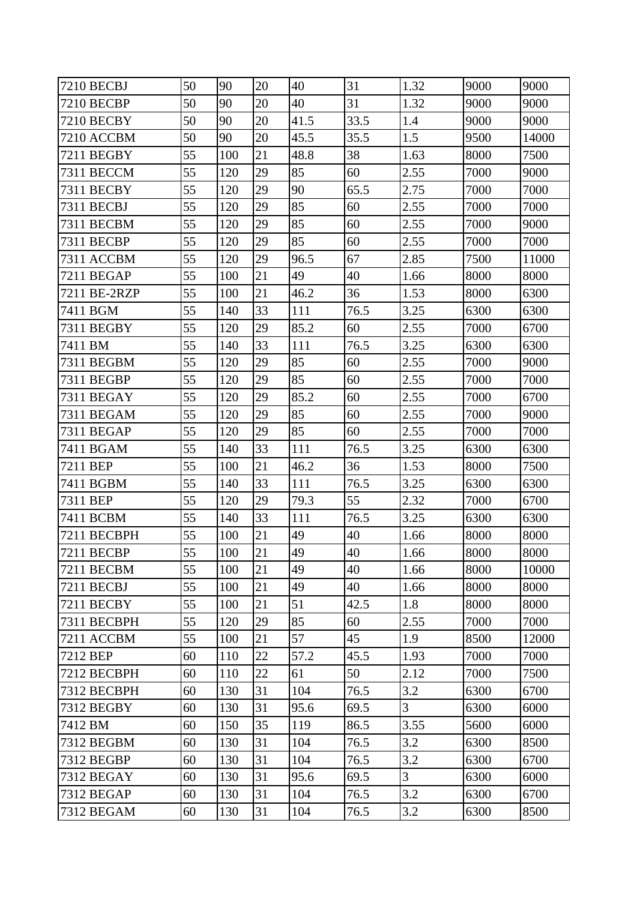| 7210 BECBJ | 50 | 90 | 20 | 40 | 31 | 1.32 | 9000 | 9000 |
|---|---|---|---|---|---|---|---|---|
| 7210 BECBP | 50 | 90 | 20 | 40 | 31 | 1.32 | 9000 | 9000 |
| 7210 BECBY | 50 | 90 | 20 | 41.5 | 33.5 | 1.4 | 9000 | 9000 |
| 7210 ACCBM | 50 | 90 | 20 | 45.5 | 35.5 | 1.5 | 9500 | 14000 |
| 7211 BEGBY | 55 | 100 | 21 | 48.8 | 38 | 1.63 | 8000 | 7500 |
| 7311 BECCM | 55 | 120 | 29 | 85 | 60 | 2.55 | 7000 | 9000 |
| 7311 BECBY | 55 | 120 | 29 | 90 | 65.5 | 2.75 | 7000 | 7000 |
| 7311 BECBJ | 55 | 120 | 29 | 85 | 60 | 2.55 | 7000 | 7000 |
| 7311 BECBM | 55 | 120 | 29 | 85 | 60 | 2.55 | 7000 | 9000 |
| 7311 BECBP | 55 | 120 | 29 | 85 | 60 | 2.55 | 7000 | 7000 |
| 7311 ACCBM | 55 | 120 | 29 | 96.5 | 67 | 2.85 | 7500 | 11000 |
| 7211 BEGAP | 55 | 100 | 21 | 49 | 40 | 1.66 | 8000 | 8000 |
| 7211 BE-2RZP | 55 | 100 | 21 | 46.2 | 36 | 1.53 | 8000 | 6300 |
| 7411 BGM | 55 | 140 | 33 | 111 | 76.5 | 3.25 | 6300 | 6300 |
| 7311 BEGBY | 55 | 120 | 29 | 85.2 | 60 | 2.55 | 7000 | 6700 |
| 7411 BM | 55 | 140 | 33 | 111 | 76.5 | 3.25 | 6300 | 6300 |
| 7311 BEGBM | 55 | 120 | 29 | 85 | 60 | 2.55 | 7000 | 9000 |
| 7311 BEGBP | 55 | 120 | 29 | 85 | 60 | 2.55 | 7000 | 7000 |
| 7311 BEGAY | 55 | 120 | 29 | 85.2 | 60 | 2.55 | 7000 | 6700 |
| 7311 BEGAM | 55 | 120 | 29 | 85 | 60 | 2.55 | 7000 | 9000 |
| 7311 BEGAP | 55 | 120 | 29 | 85 | 60 | 2.55 | 7000 | 7000 |
| 7411 BGAM | 55 | 140 | 33 | 111 | 76.5 | 3.25 | 6300 | 6300 |
| 7211 BEP | 55 | 100 | 21 | 46.2 | 36 | 1.53 | 8000 | 7500 |
| 7411 BGBM | 55 | 140 | 33 | 111 | 76.5 | 3.25 | 6300 | 6300 |
| 7311 BEP | 55 | 120 | 29 | 79.3 | 55 | 2.32 | 7000 | 6700 |
| 7411 BCBM | 55 | 140 | 33 | 111 | 76.5 | 3.25 | 6300 | 6300 |
| 7211 BECBPH | 55 | 100 | 21 | 49 | 40 | 1.66 | 8000 | 8000 |
| 7211 BECBP | 55 | 100 | 21 | 49 | 40 | 1.66 | 8000 | 8000 |
| 7211 BECBM | 55 | 100 | 21 | 49 | 40 | 1.66 | 8000 | 10000 |
| 7211 BECBJ | 55 | 100 | 21 | 49 | 40 | 1.66 | 8000 | 8000 |
| 7211 BECBY | 55 | 100 | 21 | 51 | 42.5 | 1.8 | 8000 | 8000 |
| 7311 BECBPH | 55 | 120 | 29 | 85 | 60 | 2.55 | 7000 | 7000 |
| 7211 ACCBM | 55 | 100 | 21 | 57 | 45 | 1.9 | 8500 | 12000 |
| 7212 BEP | 60 | 110 | 22 | 57.2 | 45.5 | 1.93 | 7000 | 7000 |
| 7212 BECBPH | 60 | 110 | 22 | 61 | 50 | 2.12 | 7000 | 7500 |
| 7312 BECBPH | 60 | 130 | 31 | 104 | 76.5 | 3.2 | 6300 | 6700 |
| 7312 BEGBY | 60 | 130 | 31 | 95.6 | 69.5 | 3 | 6300 | 6000 |
| 7412 BM | 60 | 150 | 35 | 119 | 86.5 | 3.55 | 5600 | 6000 |
| 7312 BEGBM | 60 | 130 | 31 | 104 | 76.5 | 3.2 | 6300 | 8500 |
| 7312 BEGBP | 60 | 130 | 31 | 104 | 76.5 | 3.2 | 6300 | 6700 |
| 7312 BEGAY | 60 | 130 | 31 | 95.6 | 69.5 | 3 | 6300 | 6000 |
| 7312 BEGAP | 60 | 130 | 31 | 104 | 76.5 | 3.2 | 6300 | 6700 |
| 7312 BEGAM | 60 | 130 | 31 | 104 | 76.5 | 3.2 | 6300 | 8500 |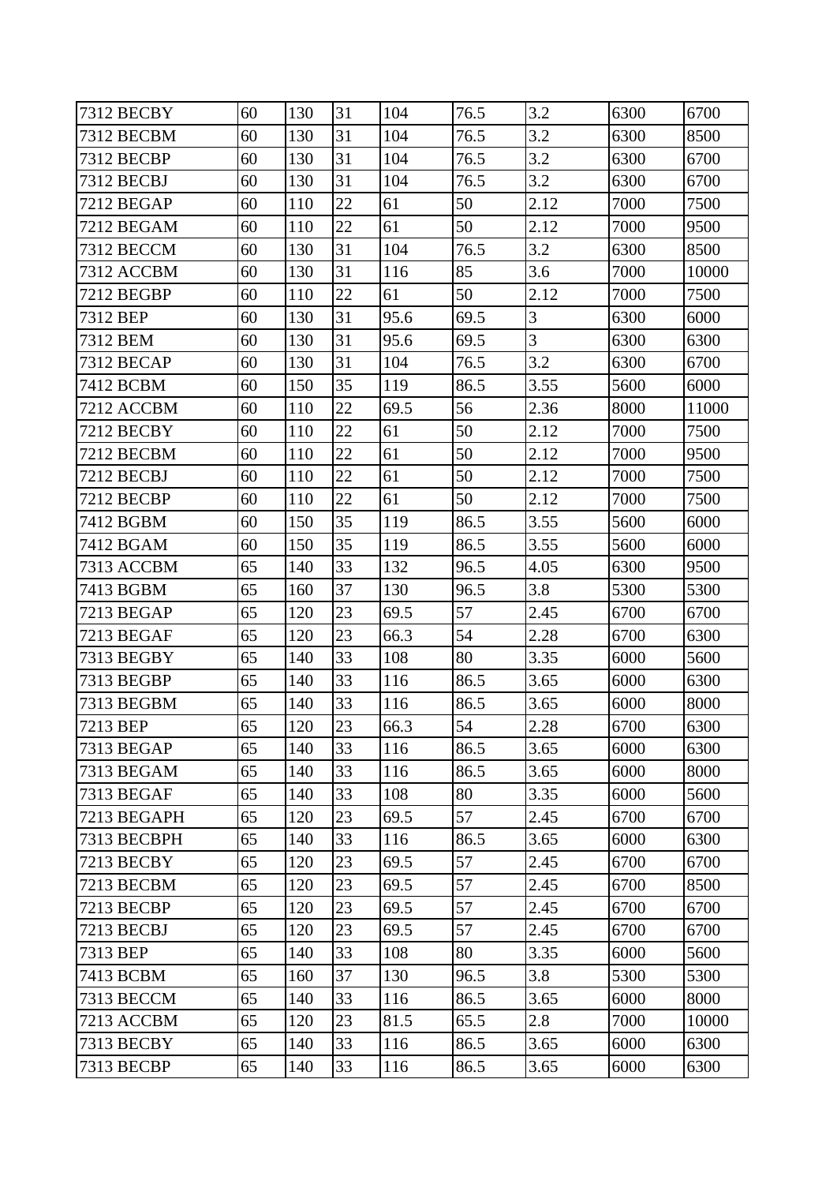| 7312 BECBY | 60 | 130 | 31 | 104 | 76.5 | 3.2 | 6300 | 6700 |
|---|---|---|---|---|---|---|---|---|
| 7312 BECBM | 60 | 130 | 31 | 104 | 76.5 | 3.2 | 6300 | 8500 |
| 7312 BECBP | 60 | 130 | 31 | 104 | 76.5 | 3.2 | 6300 | 6700 |
| 7312 BECBJ | 60 | 130 | 31 | 104 | 76.5 | 3.2 | 6300 | 6700 |
| 7212 BEGAP | 60 | 110 | 22 | 61 | 50 | 2.12 | 7000 | 7500 |
| 7212 BEGAM | 60 | 110 | 22 | 61 | 50 | 2.12 | 7000 | 9500 |
| 7312 BECCM | 60 | 130 | 31 | 104 | 76.5 | 3.2 | 6300 | 8500 |
| 7312 ACCBM | 60 | 130 | 31 | 116 | 85 | 3.6 | 7000 | 10000 |
| 7212 BEGBP | 60 | 110 | 22 | 61 | 50 | 2.12 | 7000 | 7500 |
| 7312 BEP | 60 | 130 | 31 | 95.6 | 69.5 | 3 | 6300 | 6000 |
| 7312 BEM | 60 | 130 | 31 | 95.6 | 69.5 | 3 | 6300 | 6300 |
| 7312 BECAP | 60 | 130 | 31 | 104 | 76.5 | 3.2 | 6300 | 6700 |
| 7412 BCBM | 60 | 150 | 35 | 119 | 86.5 | 3.55 | 5600 | 6000 |
| 7212 ACCBM | 60 | 110 | 22 | 69.5 | 56 | 2.36 | 8000 | 11000 |
| 7212 BECBY | 60 | 110 | 22 | 61 | 50 | 2.12 | 7000 | 7500 |
| 7212 BECBM | 60 | 110 | 22 | 61 | 50 | 2.12 | 7000 | 9500 |
| 7212 BECBJ | 60 | 110 | 22 | 61 | 50 | 2.12 | 7000 | 7500 |
| 7212 BECBP | 60 | 110 | 22 | 61 | 50 | 2.12 | 7000 | 7500 |
| 7412 BGBM | 60 | 150 | 35 | 119 | 86.5 | 3.55 | 5600 | 6000 |
| 7412 BGAM | 60 | 150 | 35 | 119 | 86.5 | 3.55 | 5600 | 6000 |
| 7313 ACCBM | 65 | 140 | 33 | 132 | 96.5 | 4.05 | 6300 | 9500 |
| 7413 BGBM | 65 | 160 | 37 | 130 | 96.5 | 3.8 | 5300 | 5300 |
| 7213 BEGAP | 65 | 120 | 23 | 69.5 | 57 | 2.45 | 6700 | 6700 |
| 7213 BEGAF | 65 | 120 | 23 | 66.3 | 54 | 2.28 | 6700 | 6300 |
| 7313 BEGBY | 65 | 140 | 33 | 108 | 80 | 3.35 | 6000 | 5600 |
| 7313 BEGBP | 65 | 140 | 33 | 116 | 86.5 | 3.65 | 6000 | 6300 |
| 7313 BEGBM | 65 | 140 | 33 | 116 | 86.5 | 3.65 | 6000 | 8000 |
| 7213 BEP | 65 | 120 | 23 | 66.3 | 54 | 2.28 | 6700 | 6300 |
| 7313 BEGAP | 65 | 140 | 33 | 116 | 86.5 | 3.65 | 6000 | 6300 |
| 7313 BEGAM | 65 | 140 | 33 | 116 | 86.5 | 3.65 | 6000 | 8000 |
| 7313 BEGAF | 65 | 140 | 33 | 108 | 80 | 3.35 | 6000 | 5600 |
| 7213 BEGAPH | 65 | 120 | 23 | 69.5 | 57 | 2.45 | 6700 | 6700 |
| 7313 BECBPH | 65 | 140 | 33 | 116 | 86.5 | 3.65 | 6000 | 6300 |
| 7213 BECBY | 65 | 120 | 23 | 69.5 | 57 | 2.45 | 6700 | 6700 |
| 7213 BECBM | 65 | 120 | 23 | 69.5 | 57 | 2.45 | 6700 | 8500 |
| 7213 BECBP | 65 | 120 | 23 | 69.5 | 57 | 2.45 | 6700 | 6700 |
| 7213 BECBJ | 65 | 120 | 23 | 69.5 | 57 | 2.45 | 6700 | 6700 |
| 7313 BEP | 65 | 140 | 33 | 108 | 80 | 3.35 | 6000 | 5600 |
| 7413 BCBM | 65 | 160 | 37 | 130 | 96.5 | 3.8 | 5300 | 5300 |
| 7313 BECCM | 65 | 140 | 33 | 116 | 86.5 | 3.65 | 6000 | 8000 |
| 7213 ACCBM | 65 | 120 | 23 | 81.5 | 65.5 | 2.8 | 7000 | 10000 |
| 7313 BECBY | 65 | 140 | 33 | 116 | 86.5 | 3.65 | 6000 | 6300 |
| 7313 BECBP | 65 | 140 | 33 | 116 | 86.5 | 3.65 | 6000 | 6300 |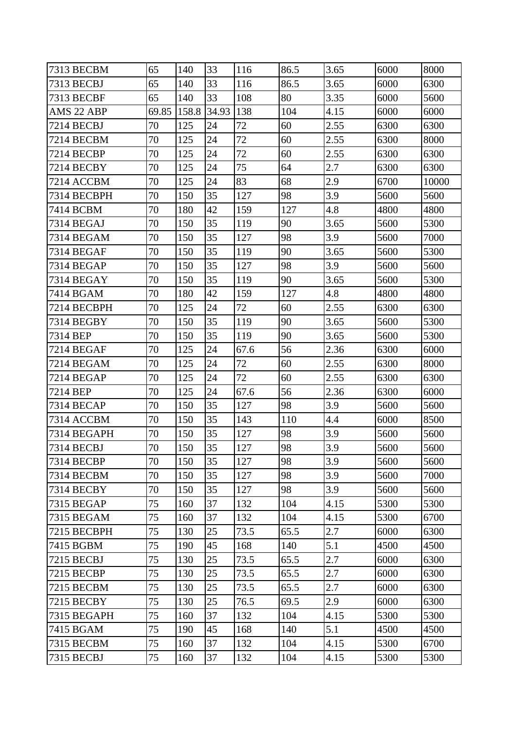| 7313 BECBM | 65 | 140 | 33 | 116 | 86.5 | 3.65 | 6000 | 8000 |
|---|---|---|---|---|---|---|---|---|
| 7313 BECBJ | 65 | 140 | 33 | 116 | 86.5 | 3.65 | 6000 | 6300 |
| 7313 BECBF | 65 | 140 | 33 | 108 | 80 | 3.35 | 6000 | 5600 |
| AMS 22 ABP | 69.85 | 158.8 | 34.93 | 138 | 104 | 4.15 | 6000 | 6000 |
| 7214 BECBJ | 70 | 125 | 24 | 72 | 60 | 2.55 | 6300 | 6300 |
| 7214 BECBM | 70 | 125 | 24 | 72 | 60 | 2.55 | 6300 | 8000 |
| 7214 BECBP | 70 | 125 | 24 | 72 | 60 | 2.55 | 6300 | 6300 |
| 7214 BECBY | 70 | 125 | 24 | 75 | 64 | 2.7 | 6300 | 6300 |
| 7214 ACCBM | 70 | 125 | 24 | 83 | 68 | 2.9 | 6700 | 10000 |
| 7314 BECBPH | 70 | 150 | 35 | 127 | 98 | 3.9 | 5600 | 5600 |
| 7414 BCBM | 70 | 180 | 42 | 159 | 127 | 4.8 | 4800 | 4800 |
| 7314 BEGAJ | 70 | 150 | 35 | 119 | 90 | 3.65 | 5600 | 5300 |
| 7314 BEGAM | 70 | 150 | 35 | 127 | 98 | 3.9 | 5600 | 7000 |
| 7314 BEGAF | 70 | 150 | 35 | 119 | 90 | 3.65 | 5600 | 5300 |
| 7314 BEGAP | 70 | 150 | 35 | 127 | 98 | 3.9 | 5600 | 5600 |
| 7314 BEGAY | 70 | 150 | 35 | 119 | 90 | 3.65 | 5600 | 5300 |
| 7414 BGAM | 70 | 180 | 42 | 159 | 127 | 4.8 | 4800 | 4800 |
| 7214 BECBPH | 70 | 125 | 24 | 72 | 60 | 2.55 | 6300 | 6300 |
| 7314 BEGBY | 70 | 150 | 35 | 119 | 90 | 3.65 | 5600 | 5300 |
| 7314 BEP | 70 | 150 | 35 | 119 | 90 | 3.65 | 5600 | 5300 |
| 7214 BEGAF | 70 | 125 | 24 | 67.6 | 56 | 2.36 | 6300 | 6000 |
| 7214 BEGAM | 70 | 125 | 24 | 72 | 60 | 2.55 | 6300 | 8000 |
| 7214 BEGAP | 70 | 125 | 24 | 72 | 60 | 2.55 | 6300 | 6300 |
| 7214 BEP | 70 | 125 | 24 | 67.6 | 56 | 2.36 | 6300 | 6000 |
| 7314 BECAP | 70 | 150 | 35 | 127 | 98 | 3.9 | 5600 | 5600 |
| 7314 ACCBM | 70 | 150 | 35 | 143 | 110 | 4.4 | 6000 | 8500 |
| 7314 BEGAPH | 70 | 150 | 35 | 127 | 98 | 3.9 | 5600 | 5600 |
| 7314 BECBJ | 70 | 150 | 35 | 127 | 98 | 3.9 | 5600 | 5600 |
| 7314 BECBP | 70 | 150 | 35 | 127 | 98 | 3.9 | 5600 | 5600 |
| 7314 BECBM | 70 | 150 | 35 | 127 | 98 | 3.9 | 5600 | 7000 |
| 7314 BECBY | 70 | 150 | 35 | 127 | 98 | 3.9 | 5600 | 5600 |
| 7315 BEGAP | 75 | 160 | 37 | 132 | 104 | 4.15 | 5300 | 5300 |
| 7315 BEGAM | 75 | 160 | 37 | 132 | 104 | 4.15 | 5300 | 6700 |
| 7215 BECBPH | 75 | 130 | 25 | 73.5 | 65.5 | 2.7 | 6000 | 6300 |
| 7415 BGBM | 75 | 190 | 45 | 168 | 140 | 5.1 | 4500 | 4500 |
| 7215 BECBJ | 75 | 130 | 25 | 73.5 | 65.5 | 2.7 | 6000 | 6300 |
| 7215 BECBP | 75 | 130 | 25 | 73.5 | 65.5 | 2.7 | 6000 | 6300 |
| 7215 BECBM | 75 | 130 | 25 | 73.5 | 65.5 | 2.7 | 6000 | 6300 |
| 7215 BECBY | 75 | 130 | 25 | 76.5 | 69.5 | 2.9 | 6000 | 6300 |
| 7315 BEGAPH | 75 | 160 | 37 | 132 | 104 | 4.15 | 5300 | 5300 |
| 7415 BGAM | 75 | 190 | 45 | 168 | 140 | 5.1 | 4500 | 4500 |
| 7315 BECBM | 75 | 160 | 37 | 132 | 104 | 4.15 | 5300 | 6700 |
| 7315 BECBJ | 75 | 160 | 37 | 132 | 104 | 4.15 | 5300 | 5300 |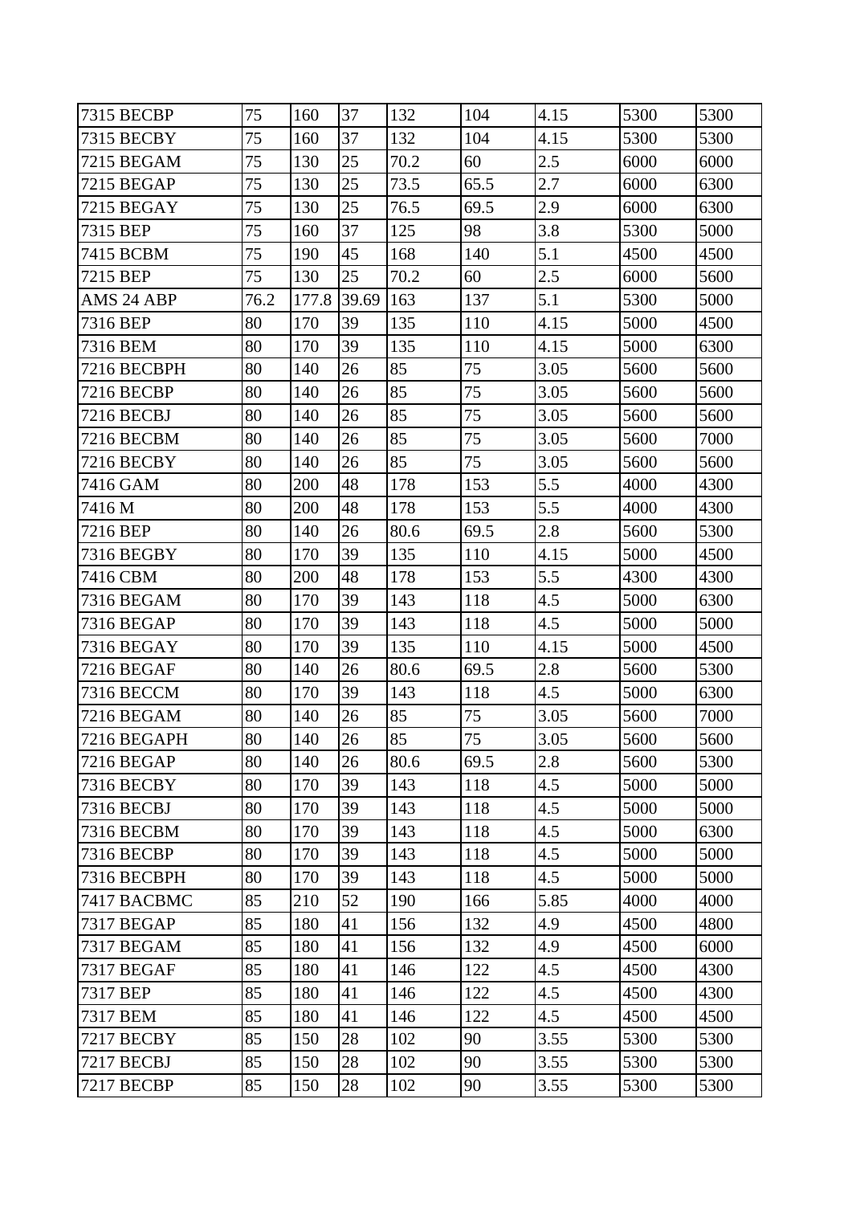| 7315 BECBP | 75 | 160 | 37 | 132 | 104 | 4.15 | 5300 | 5300 |
|---|---|---|---|---|---|---|---|---|
| 7315 BECBY | 75 | 160 | 37 | 132 | 104 | 4.15 | 5300 | 5300 |
| 7215 BEGAM | 75 | 130 | 25 | 70.2 | 60 | 2.5 | 6000 | 6000 |
| 7215 BEGAP | 75 | 130 | 25 | 73.5 | 65.5 | 2.7 | 6000 | 6300 |
| 7215 BEGAY | 75 | 130 | 25 | 76.5 | 69.5 | 2.9 | 6000 | 6300 |
| 7315 BEP | 75 | 160 | 37 | 125 | 98 | 3.8 | 5300 | 5000 |
| 7415 BCBM | 75 | 190 | 45 | 168 | 140 | 5.1 | 4500 | 4500 |
| 7215 BEP | 75 | 130 | 25 | 70.2 | 60 | 2.5 | 6000 | 5600 |
| AMS 24 ABP | 76.2 | 177.8 | 39.69 | 163 | 137 | 5.1 | 5300 | 5000 |
| 7316 BEP | 80 | 170 | 39 | 135 | 110 | 4.15 | 5000 | 4500 |
| 7316 BEM | 80 | 170 | 39 | 135 | 110 | 4.15 | 5000 | 6300 |
| 7216 BECBPH | 80 | 140 | 26 | 85 | 75 | 3.05 | 5600 | 5600 |
| 7216 BECBP | 80 | 140 | 26 | 85 | 75 | 3.05 | 5600 | 5600 |
| 7216 BECBJ | 80 | 140 | 26 | 85 | 75 | 3.05 | 5600 | 5600 |
| 7216 BECBM | 80 | 140 | 26 | 85 | 75 | 3.05 | 5600 | 7000 |
| 7216 BECBY | 80 | 140 | 26 | 85 | 75 | 3.05 | 5600 | 5600 |
| 7416 GAM | 80 | 200 | 48 | 178 | 153 | 5.5 | 4000 | 4300 |
| 7416 M | 80 | 200 | 48 | 178 | 153 | 5.5 | 4000 | 4300 |
| 7216 BEP | 80 | 140 | 26 | 80.6 | 69.5 | 2.8 | 5600 | 5300 |
| 7316 BEGBY | 80 | 170 | 39 | 135 | 110 | 4.15 | 5000 | 4500 |
| 7416 CBM | 80 | 200 | 48 | 178 | 153 | 5.5 | 4300 | 4300 |
| 7316 BEGAM | 80 | 170 | 39 | 143 | 118 | 4.5 | 5000 | 6300 |
| 7316 BEGAP | 80 | 170 | 39 | 143 | 118 | 4.5 | 5000 | 5000 |
| 7316 BEGAY | 80 | 170 | 39 | 135 | 110 | 4.15 | 5000 | 4500 |
| 7216 BEGAF | 80 | 140 | 26 | 80.6 | 69.5 | 2.8 | 5600 | 5300 |
| 7316 BECCM | 80 | 170 | 39 | 143 | 118 | 4.5 | 5000 | 6300 |
| 7216 BEGAM | 80 | 140 | 26 | 85 | 75 | 3.05 | 5600 | 7000 |
| 7216 BEGAPH | 80 | 140 | 26 | 85 | 75 | 3.05 | 5600 | 5600 |
| 7216 BEGAP | 80 | 140 | 26 | 80.6 | 69.5 | 2.8 | 5600 | 5300 |
| 7316 BECBY | 80 | 170 | 39 | 143 | 118 | 4.5 | 5000 | 5000 |
| 7316 BECBJ | 80 | 170 | 39 | 143 | 118 | 4.5 | 5000 | 5000 |
| 7316 BECBM | 80 | 170 | 39 | 143 | 118 | 4.5 | 5000 | 6300 |
| 7316 BECBP | 80 | 170 | 39 | 143 | 118 | 4.5 | 5000 | 5000 |
| 7316 BECBPH | 80 | 170 | 39 | 143 | 118 | 4.5 | 5000 | 5000 |
| 7417 BACBMC | 85 | 210 | 52 | 190 | 166 | 5.85 | 4000 | 4000 |
| 7317 BEGAP | 85 | 180 | 41 | 156 | 132 | 4.9 | 4500 | 4800 |
| 7317 BEGAM | 85 | 180 | 41 | 156 | 132 | 4.9 | 4500 | 6000 |
| 7317 BEGAF | 85 | 180 | 41 | 146 | 122 | 4.5 | 4500 | 4300 |
| 7317 BEP | 85 | 180 | 41 | 146 | 122 | 4.5 | 4500 | 4300 |
| 7317 BEM | 85 | 180 | 41 | 146 | 122 | 4.5 | 4500 | 4500 |
| 7217 BECBY | 85 | 150 | 28 | 102 | 90 | 3.55 | 5300 | 5300 |
| 7217 BECBJ | 85 | 150 | 28 | 102 | 90 | 3.55 | 5300 | 5300 |
| 7217 BECBP | 85 | 150 | 28 | 102 | 90 | 3.55 | 5300 | 5300 |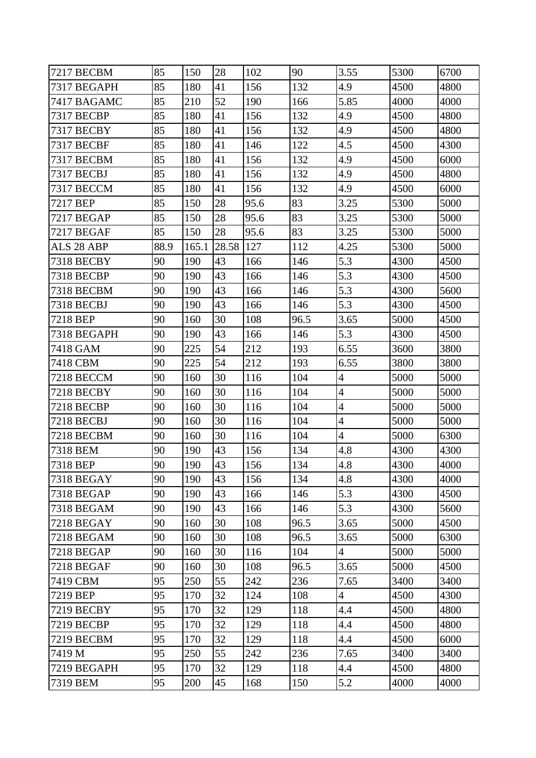| 7217 BECBM | 85 | 150 | 28 | 102 | 90 | 3.55 | 5300 | 6700 |
|---|---|---|---|---|---|---|---|---|
| 7317 BEGAPH | 85 | 180 | 41 | 156 | 132 | 4.9 | 4500 | 4800 |
| 7417 BAGAMC | 85 | 210 | 52 | 190 | 166 | 5.85 | 4000 | 4000 |
| 7317 BECBP | 85 | 180 | 41 | 156 | 132 | 4.9 | 4500 | 4800 |
| 7317 BECBY | 85 | 180 | 41 | 156 | 132 | 4.9 | 4500 | 4800 |
| 7317 BECBF | 85 | 180 | 41 | 146 | 122 | 4.5 | 4500 | 4300 |
| 7317 BECBM | 85 | 180 | 41 | 156 | 132 | 4.9 | 4500 | 6000 |
| 7317 BECBJ | 85 | 180 | 41 | 156 | 132 | 4.9 | 4500 | 4800 |
| 7317 BECCM | 85 | 180 | 41 | 156 | 132 | 4.9 | 4500 | 6000 |
| 7217 BEP | 85 | 150 | 28 | 95.6 | 83 | 3.25 | 5300 | 5000 |
| 7217 BEGAP | 85 | 150 | 28 | 95.6 | 83 | 3.25 | 5300 | 5000 |
| 7217 BEGAF | 85 | 150 | 28 | 95.6 | 83 | 3.25 | 5300 | 5000 |
| ALS 28 ABP | 88.9 | 165.1 | 28.58 | 127 | 112 | 4.25 | 5300 | 5000 |
| 7318 BECBY | 90 | 190 | 43 | 166 | 146 | 5.3 | 4300 | 4500 |
| 7318 BECBP | 90 | 190 | 43 | 166 | 146 | 5.3 | 4300 | 4500 |
| 7318 BECBM | 90 | 190 | 43 | 166 | 146 | 5.3 | 4300 | 5600 |
| 7318 BECBJ | 90 | 190 | 43 | 166 | 146 | 5.3 | 4300 | 4500 |
| 7218 BEP | 90 | 160 | 30 | 108 | 96.5 | 3.65 | 5000 | 4500 |
| 7318 BEGAPH | 90 | 190 | 43 | 166 | 146 | 5.3 | 4300 | 4500 |
| 7418 GAM | 90 | 225 | 54 | 212 | 193 | 6.55 | 3600 | 3800 |
| 7418 CBM | 90 | 225 | 54 | 212 | 193 | 6.55 | 3800 | 3800 |
| 7218 BECCM | 90 | 160 | 30 | 116 | 104 | 4 | 5000 | 5000 |
| 7218 BECBY | 90 | 160 | 30 | 116 | 104 | 4 | 5000 | 5000 |
| 7218 BECBP | 90 | 160 | 30 | 116 | 104 | 4 | 5000 | 5000 |
| 7218 BECBJ | 90 | 160 | 30 | 116 | 104 | 4 | 5000 | 5000 |
| 7218 BECBM | 90 | 160 | 30 | 116 | 104 | 4 | 5000 | 6300 |
| 7318 BEM | 90 | 190 | 43 | 156 | 134 | 4.8 | 4300 | 4300 |
| 7318 BEP | 90 | 190 | 43 | 156 | 134 | 4.8 | 4300 | 4000 |
| 7318 BEGAY | 90 | 190 | 43 | 156 | 134 | 4.8 | 4300 | 4000 |
| 7318 BEGAP | 90 | 190 | 43 | 166 | 146 | 5.3 | 4300 | 4500 |
| 7318 BEGAM | 90 | 190 | 43 | 166 | 146 | 5.3 | 4300 | 5600 |
| 7218 BEGAY | 90 | 160 | 30 | 108 | 96.5 | 3.65 | 5000 | 4500 |
| 7218 BEGAM | 90 | 160 | 30 | 108 | 96.5 | 3.65 | 5000 | 6300 |
| 7218 BEGAP | 90 | 160 | 30 | 116 | 104 | 4 | 5000 | 5000 |
| 7218 BEGAF | 90 | 160 | 30 | 108 | 96.5 | 3.65 | 5000 | 4500 |
| 7419 CBM | 95 | 250 | 55 | 242 | 236 | 7.65 | 3400 | 3400 |
| 7219 BEP | 95 | 170 | 32 | 124 | 108 | 4 | 4500 | 4300 |
| 7219 BECBY | 95 | 170 | 32 | 129 | 118 | 4.4 | 4500 | 4800 |
| 7219 BECBP | 95 | 170 | 32 | 129 | 118 | 4.4 | 4500 | 4800 |
| 7219 BECBM | 95 | 170 | 32 | 129 | 118 | 4.4 | 4500 | 6000 |
| 7419 M | 95 | 250 | 55 | 242 | 236 | 7.65 | 3400 | 3400 |
| 7219 BEGAPH | 95 | 170 | 32 | 129 | 118 | 4.4 | 4500 | 4800 |
| 7319 BEM | 95 | 200 | 45 | 168 | 150 | 5.2 | 4000 | 4000 |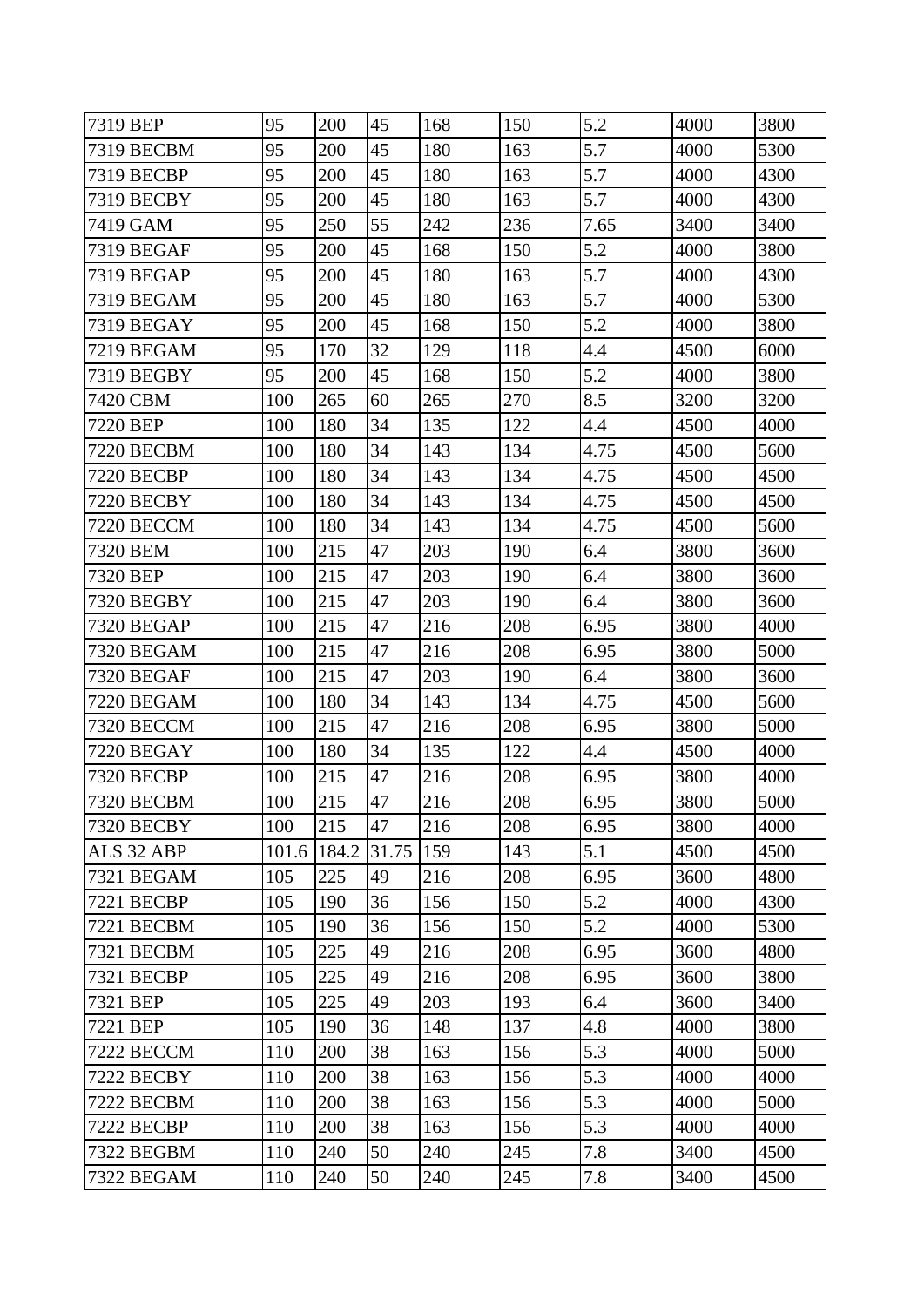| 7319 BEP | 95 | 200 | 45 | 168 | 150 | 5.2 | 4000 | 3800 |
|---|---|---|---|---|---|---|---|---|
| 7319 BECBM | 95 | 200 | 45 | 180 | 163 | 5.7 | 4000 | 5300 |
| 7319 BECBP | 95 | 200 | 45 | 180 | 163 | 5.7 | 4000 | 4300 |
| 7319 BECBY | 95 | 200 | 45 | 180 | 163 | 5.7 | 4000 | 4300 |
| 7419 GAM | 95 | 250 | 55 | 242 | 236 | 7.65 | 3400 | 3400 |
| 7319 BEGAF | 95 | 200 | 45 | 168 | 150 | 5.2 | 4000 | 3800 |
| 7319 BEGAP | 95 | 200 | 45 | 180 | 163 | 5.7 | 4000 | 4300 |
| 7319 BEGAM | 95 | 200 | 45 | 180 | 163 | 5.7 | 4000 | 5300 |
| 7319 BEGAY | 95 | 200 | 45 | 168 | 150 | 5.2 | 4000 | 3800 |
| 7219 BEGAM | 95 | 170 | 32 | 129 | 118 | 4.4 | 4500 | 6000 |
| 7319 BEGBY | 95 | 200 | 45 | 168 | 150 | 5.2 | 4000 | 3800 |
| 7420 CBM | 100 | 265 | 60 | 265 | 270 | 8.5 | 3200 | 3200 |
| 7220 BEP | 100 | 180 | 34 | 135 | 122 | 4.4 | 4500 | 4000 |
| 7220 BECBM | 100 | 180 | 34 | 143 | 134 | 4.75 | 4500 | 5600 |
| 7220 BECBP | 100 | 180 | 34 | 143 | 134 | 4.75 | 4500 | 4500 |
| 7220 BECBY | 100 | 180 | 34 | 143 | 134 | 4.75 | 4500 | 4500 |
| 7220 BECCM | 100 | 180 | 34 | 143 | 134 | 4.75 | 4500 | 5600 |
| 7320 BEM | 100 | 215 | 47 | 203 | 190 | 6.4 | 3800 | 3600 |
| 7320 BEP | 100 | 215 | 47 | 203 | 190 | 6.4 | 3800 | 3600 |
| 7320 BEGBY | 100 | 215 | 47 | 203 | 190 | 6.4 | 3800 | 3600 |
| 7320 BEGAP | 100 | 215 | 47 | 216 | 208 | 6.95 | 3800 | 4000 |
| 7320 BEGAM | 100 | 215 | 47 | 216 | 208 | 6.95 | 3800 | 5000 |
| 7320 BEGAF | 100 | 215 | 47 | 203 | 190 | 6.4 | 3800 | 3600 |
| 7220 BEGAM | 100 | 180 | 34 | 143 | 134 | 4.75 | 4500 | 5600 |
| 7320 BECCM | 100 | 215 | 47 | 216 | 208 | 6.95 | 3800 | 5000 |
| 7220 BEGAY | 100 | 180 | 34 | 135 | 122 | 4.4 | 4500 | 4000 |
| 7320 BECBP | 100 | 215 | 47 | 216 | 208 | 6.95 | 3800 | 4000 |
| 7320 BECBM | 100 | 215 | 47 | 216 | 208 | 6.95 | 3800 | 5000 |
| 7320 BECBY | 100 | 215 | 47 | 216 | 208 | 6.95 | 3800 | 4000 |
| ALS 32 ABP | 101.6 | 184.2 | 31.75 | 159 | 143 | 5.1 | 4500 | 4500 |
| 7321 BEGAM | 105 | 225 | 49 | 216 | 208 | 6.95 | 3600 | 4800 |
| 7221 BECBP | 105 | 190 | 36 | 156 | 150 | 5.2 | 4000 | 4300 |
| 7221 BECBM | 105 | 190 | 36 | 156 | 150 | 5.2 | 4000 | 5300 |
| 7321 BECBM | 105 | 225 | 49 | 216 | 208 | 6.95 | 3600 | 4800 |
| 7321 BECBP | 105 | 225 | 49 | 216 | 208 | 6.95 | 3600 | 3800 |
| 7321 BEP | 105 | 225 | 49 | 203 | 193 | 6.4 | 3600 | 3400 |
| 7221 BEP | 105 | 190 | 36 | 148 | 137 | 4.8 | 4000 | 3800 |
| 7222 BECCM | 110 | 200 | 38 | 163 | 156 | 5.3 | 4000 | 5000 |
| 7222 BECBY | 110 | 200 | 38 | 163 | 156 | 5.3 | 4000 | 4000 |
| 7222 BECBM | 110 | 200 | 38 | 163 | 156 | 5.3 | 4000 | 5000 |
| 7222 BECBP | 110 | 200 | 38 | 163 | 156 | 5.3 | 4000 | 4000 |
| 7322 BEGBM | 110 | 240 | 50 | 240 | 245 | 7.8 | 3400 | 4500 |
| 7322 BEGAM | 110 | 240 | 50 | 240 | 245 | 7.8 | 3400 | 4500 |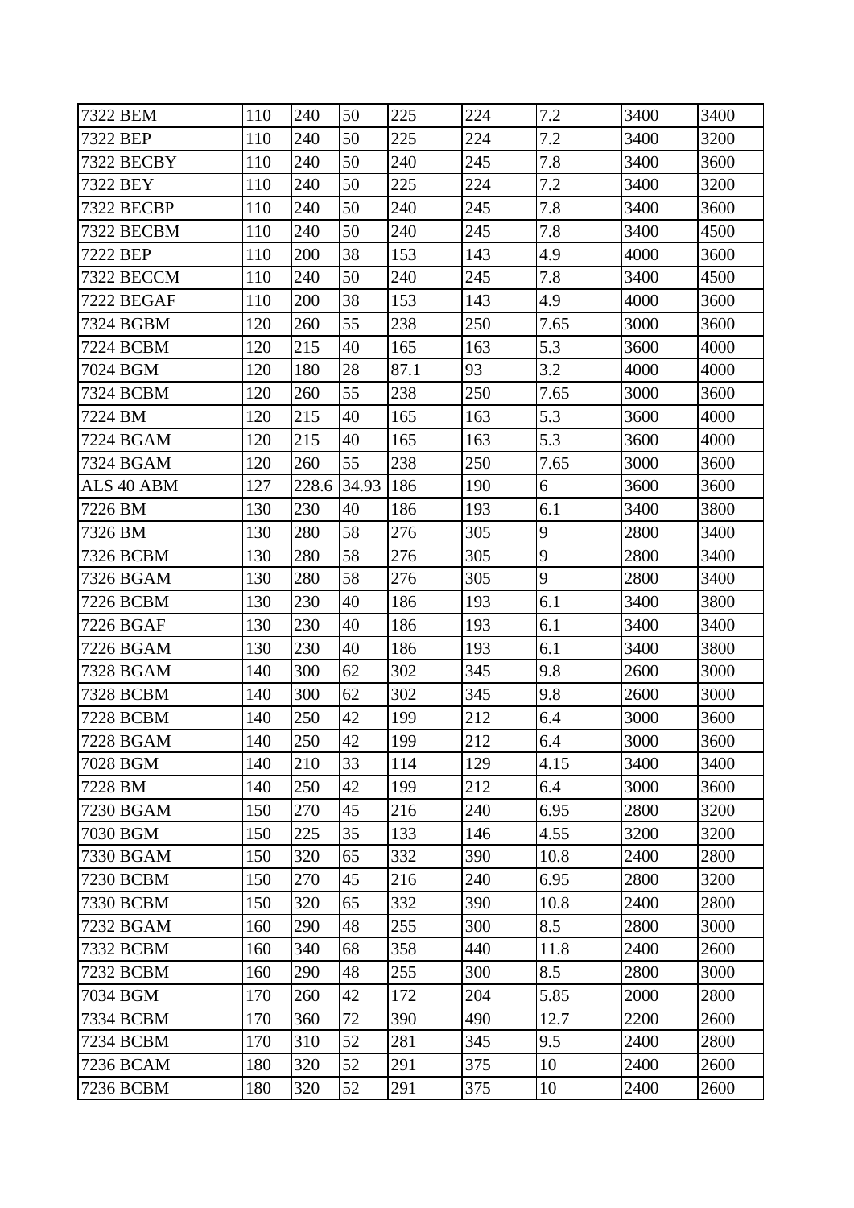| | | | | | | | | |
|---|---|---|---|---|---|---|---|---|
| 7322 BEM | 110 | 240 | 50 | 225 | 224 | 7.2 | 3400 | 3400 |
| 7322 BEP | 110 | 240 | 50 | 225 | 224 | 7.2 | 3400 | 3200 |
| 7322 BECBY | 110 | 240 | 50 | 240 | 245 | 7.8 | 3400 | 3600 |
| 7322 BEY | 110 | 240 | 50 | 225 | 224 | 7.2 | 3400 | 3200 |
| 7322 BECBP | 110 | 240 | 50 | 240 | 245 | 7.8 | 3400 | 3600 |
| 7322 BECBM | 110 | 240 | 50 | 240 | 245 | 7.8 | 3400 | 4500 |
| 7222 BEP | 110 | 200 | 38 | 153 | 143 | 4.9 | 4000 | 3600 |
| 7322 BECCM | 110 | 240 | 50 | 240 | 245 | 7.8 | 3400 | 4500 |
| 7222 BEGAF | 110 | 200 | 38 | 153 | 143 | 4.9 | 4000 | 3600 |
| 7324 BGBM | 120 | 260 | 55 | 238 | 250 | 7.65 | 3000 | 3600 |
| 7224 BCBM | 120 | 215 | 40 | 165 | 163 | 5.3 | 3600 | 4000 |
| 7024 BGM | 120 | 180 | 28 | 87.1 | 93 | 3.2 | 4000 | 4000 |
| 7324 BCBM | 120 | 260 | 55 | 238 | 250 | 7.65 | 3000 | 3600 |
| 7224 BM | 120 | 215 | 40 | 165 | 163 | 5.3 | 3600 | 4000 |
| 7224 BGAM | 120 | 215 | 40 | 165 | 163 | 5.3 | 3600 | 4000 |
| 7324 BGAM | 120 | 260 | 55 | 238 | 250 | 7.65 | 3000 | 3600 |
| ALS 40 ABM | 127 | 228.6 | 34.93 | 186 | 190 | 6 | 3600 | 3600 |
| 7226 BM | 130 | 230 | 40 | 186 | 193 | 6.1 | 3400 | 3800 |
| 7326 BM | 130 | 280 | 58 | 276 | 305 | 9 | 2800 | 3400 |
| 7326 BCBM | 130 | 280 | 58 | 276 | 305 | 9 | 2800 | 3400 |
| 7326 BGAM | 130 | 280 | 58 | 276 | 305 | 9 | 2800 | 3400 |
| 7226 BCBM | 130 | 230 | 40 | 186 | 193 | 6.1 | 3400 | 3800 |
| 7226 BGAF | 130 | 230 | 40 | 186 | 193 | 6.1 | 3400 | 3400 |
| 7226 BGAM | 130 | 230 | 40 | 186 | 193 | 6.1 | 3400 | 3800 |
| 7328 BGAM | 140 | 300 | 62 | 302 | 345 | 9.8 | 2600 | 3000 |
| 7328 BCBM | 140 | 300 | 62 | 302 | 345 | 9.8 | 2600 | 3000 |
| 7228 BCBM | 140 | 250 | 42 | 199 | 212 | 6.4 | 3000 | 3600 |
| 7228 BGAM | 140 | 250 | 42 | 199 | 212 | 6.4 | 3000 | 3600 |
| 7028 BGM | 140 | 210 | 33 | 114 | 129 | 4.15 | 3400 | 3400 |
| 7228 BM | 140 | 250 | 42 | 199 | 212 | 6.4 | 3000 | 3600 |
| 7230 BGAM | 150 | 270 | 45 | 216 | 240 | 6.95 | 2800 | 3200 |
| 7030 BGM | 150 | 225 | 35 | 133 | 146 | 4.55 | 3200 | 3200 |
| 7330 BGAM | 150 | 320 | 65 | 332 | 390 | 10.8 | 2400 | 2800 |
| 7230 BCBM | 150 | 270 | 45 | 216 | 240 | 6.95 | 2800 | 3200 |
| 7330 BCBM | 150 | 320 | 65 | 332 | 390 | 10.8 | 2400 | 2800 |
| 7232 BGAM | 160 | 290 | 48 | 255 | 300 | 8.5 | 2800 | 3000 |
| 7332 BCBM | 160 | 340 | 68 | 358 | 440 | 11.8 | 2400 | 2600 |
| 7232 BCBM | 160 | 290 | 48 | 255 | 300 | 8.5 | 2800 | 3000 |
| 7034 BGM | 170 | 260 | 42 | 172 | 204 | 5.85 | 2000 | 2800 |
| 7334 BCBM | 170 | 360 | 72 | 390 | 490 | 12.7 | 2200 | 2600 |
| 7234 BCBM | 170 | 310 | 52 | 281 | 345 | 9.5 | 2400 | 2800 |
| 7236 BCAM | 180 | 320 | 52 | 291 | 375 | 10 | 2400 | 2600 |
| 7236 BCBM | 180 | 320 | 52 | 291 | 375 | 10 | 2400 | 2600 |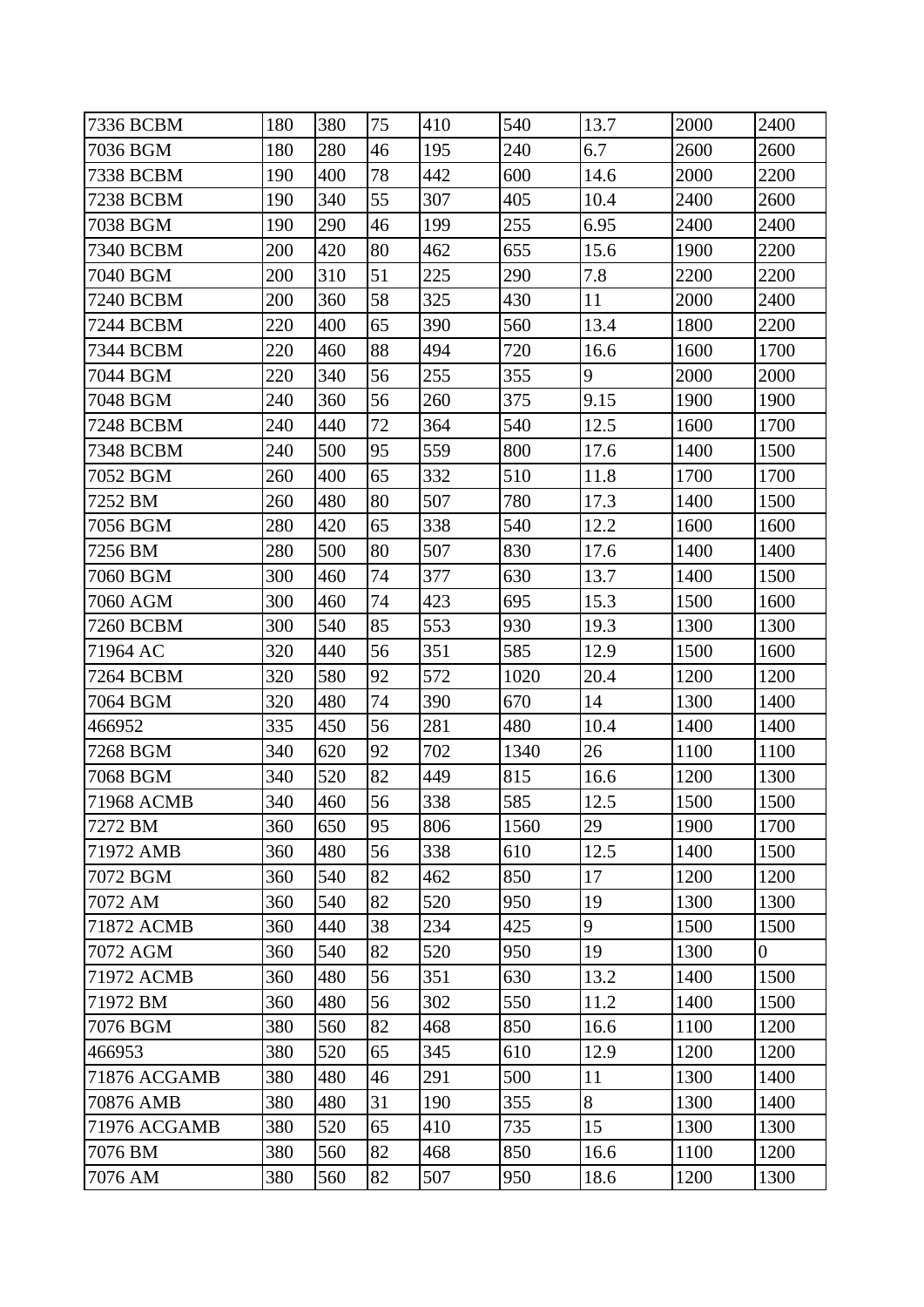| | | | | | | | | |
|---|---|---|---|---|---|---|---|---|
| 7336 BCBM | 180 | 380 | 75 | 410 | 540 | 13.7 | 2000 | 2400 |
| 7036 BGM | 180 | 280 | 46 | 195 | 240 | 6.7 | 2600 | 2600 |
| 7338 BCBM | 190 | 400 | 78 | 442 | 600 | 14.6 | 2000 | 2200 |
| 7238 BCBM | 190 | 340 | 55 | 307 | 405 | 10.4 | 2400 | 2600 |
| 7038 BGM | 190 | 290 | 46 | 199 | 255 | 6.95 | 2400 | 2400 |
| 7340 BCBM | 200 | 420 | 80 | 462 | 655 | 15.6 | 1900 | 2200 |
| 7040 BGM | 200 | 310 | 51 | 225 | 290 | 7.8 | 2200 | 2200 |
| 7240 BCBM | 200 | 360 | 58 | 325 | 430 | 11 | 2000 | 2400 |
| 7244 BCBM | 220 | 400 | 65 | 390 | 560 | 13.4 | 1800 | 2200 |
| 7344 BCBM | 220 | 460 | 88 | 494 | 720 | 16.6 | 1600 | 1700 |
| 7044 BGM | 220 | 340 | 56 | 255 | 355 | 9 | 2000 | 2000 |
| 7048 BGM | 240 | 360 | 56 | 260 | 375 | 9.15 | 1900 | 1900 |
| 7248 BCBM | 240 | 440 | 72 | 364 | 540 | 12.5 | 1600 | 1700 |
| 7348 BCBM | 240 | 500 | 95 | 559 | 800 | 17.6 | 1400 | 1500 |
| 7052 BGM | 260 | 400 | 65 | 332 | 510 | 11.8 | 1700 | 1700 |
| 7252 BM | 260 | 480 | 80 | 507 | 780 | 17.3 | 1400 | 1500 |
| 7056 BGM | 280 | 420 | 65 | 338 | 540 | 12.2 | 1600 | 1600 |
| 7256 BM | 280 | 500 | 80 | 507 | 830 | 17.6 | 1400 | 1400 |
| 7060 BGM | 300 | 460 | 74 | 377 | 630 | 13.7 | 1400 | 1500 |
| 7060 AGM | 300 | 460 | 74 | 423 | 695 | 15.3 | 1500 | 1600 |
| 7260 BCBM | 300 | 540 | 85 | 553 | 930 | 19.3 | 1300 | 1300 |
| 71964 AC | 320 | 440 | 56 | 351 | 585 | 12.9 | 1500 | 1600 |
| 7264 BCBM | 320 | 580 | 92 | 572 | 1020 | 20.4 | 1200 | 1200 |
| 7064 BGM | 320 | 480 | 74 | 390 | 670 | 14 | 1300 | 1400 |
| 466952 | 335 | 450 | 56 | 281 | 480 | 10.4 | 1400 | 1400 |
| 7268 BGM | 340 | 620 | 92 | 702 | 1340 | 26 | 1100 | 1100 |
| 7068 BGM | 340 | 520 | 82 | 449 | 815 | 16.6 | 1200 | 1300 |
| 71968 ACMB | 340 | 460 | 56 | 338 | 585 | 12.5 | 1500 | 1500 |
| 7272 BM | 360 | 650 | 95 | 806 | 1560 | 29 | 1900 | 1700 |
| 71972 AMB | 360 | 480 | 56 | 338 | 610 | 12.5 | 1400 | 1500 |
| 7072 BGM | 360 | 540 | 82 | 462 | 850 | 17 | 1200 | 1200 |
| 7072 AM | 360 | 540 | 82 | 520 | 950 | 19 | 1300 | 1300 |
| 71872 ACMB | 360 | 440 | 38 | 234 | 425 | 9 | 1500 | 1500 |
| 7072 AGM | 360 | 540 | 82 | 520 | 950 | 19 | 1300 | 0 |
| 71972 ACMB | 360 | 480 | 56 | 351 | 630 | 13.2 | 1400 | 1500 |
| 71972 BM | 360 | 480 | 56 | 302 | 550 | 11.2 | 1400 | 1500 |
| 7076 BGM | 380 | 560 | 82 | 468 | 850 | 16.6 | 1100 | 1200 |
| 466953 | 380 | 520 | 65 | 345 | 610 | 12.9 | 1200 | 1200 |
| 71876 ACGAMB | 380 | 480 | 46 | 291 | 500 | 11 | 1300 | 1400 |
| 70876 AMB | 380 | 480 | 31 | 190 | 355 | 8 | 1300 | 1400 |
| 71976 ACGAMB | 380 | 520 | 65 | 410 | 735 | 15 | 1300 | 1300 |
| 7076 BM | 380 | 560 | 82 | 468 | 850 | 16.6 | 1100 | 1200 |
| 7076 AM | 380 | 560 | 82 | 507 | 950 | 18.6 | 1200 | 1300 |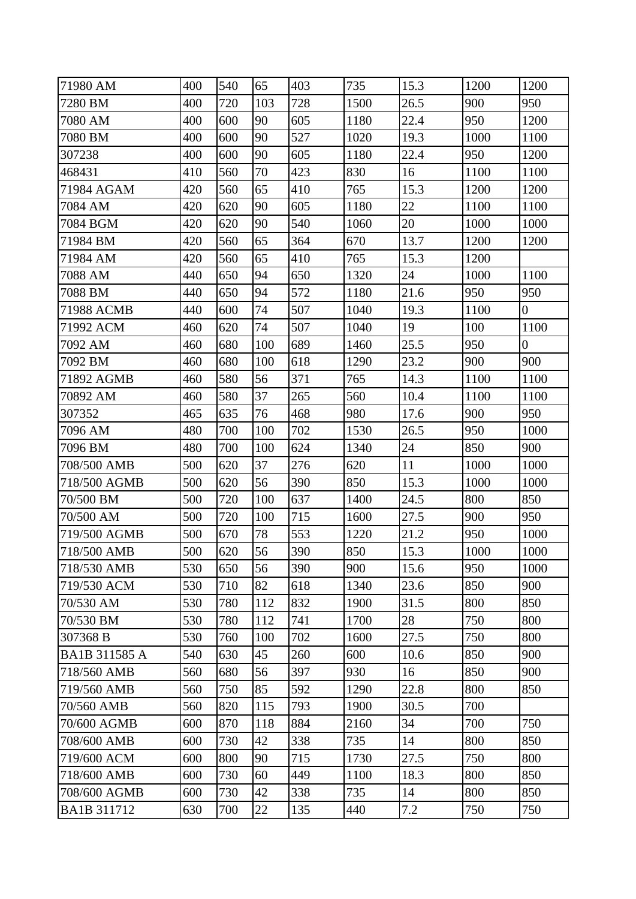| | | | | | | | | |
|---|---|---|---|---|---|---|---|---|
| 71980 AM | 400 | 540 | 65 | 403 | 735 | 15.3 | 1200 | 1200 |
| 7280 BM | 400 | 720 | 103 | 728 | 1500 | 26.5 | 900 | 950 |
| 7080 AM | 400 | 600 | 90 | 605 | 1180 | 22.4 | 950 | 1200 |
| 7080 BM | 400 | 600 | 90 | 527 | 1020 | 19.3 | 1000 | 1100 |
| 307238 | 400 | 600 | 90 | 605 | 1180 | 22.4 | 950 | 1200 |
| 468431 | 410 | 560 | 70 | 423 | 830 | 16 | 1100 | 1100 |
| 71984 AGAM | 420 | 560 | 65 | 410 | 765 | 15.3 | 1200 | 1200 |
| 7084 AM | 420 | 620 | 90 | 605 | 1180 | 22 | 1100 | 1100 |
| 7084 BGM | 420 | 620 | 90 | 540 | 1060 | 20 | 1000 | 1000 |
| 71984 BM | 420 | 560 | 65 | 364 | 670 | 13.7 | 1200 | 1200 |
| 71984 AM | 420 | 560 | 65 | 410 | 765 | 15.3 | 1200 | |
| 7088 AM | 440 | 650 | 94 | 650 | 1320 | 24 | 1000 | 1100 |
| 7088 BM | 440 | 650 | 94 | 572 | 1180 | 21.6 | 950 | 950 |
| 71988 ACMB | 440 | 600 | 74 | 507 | 1040 | 19.3 | 1100 | 0 |
| 71992 ACM | 460 | 620 | 74 | 507 | 1040 | 19 | 100 | 1100 |
| 7092 AM | 460 | 680 | 100 | 689 | 1460 | 25.5 | 950 | 0 |
| 7092 BM | 460 | 680 | 100 | 618 | 1290 | 23.2 | 900 | 900 |
| 71892 AGMB | 460 | 580 | 56 | 371 | 765 | 14.3 | 1100 | 1100 |
| 70892 AM | 460 | 580 | 37 | 265 | 560 | 10.4 | 1100 | 1100 |
| 307352 | 465 | 635 | 76 | 468 | 980 | 17.6 | 900 | 950 |
| 7096 AM | 480 | 700 | 100 | 702 | 1530 | 26.5 | 950 | 1000 |
| 7096 BM | 480 | 700 | 100 | 624 | 1340 | 24 | 850 | 900 |
| 708/500 AMB | 500 | 620 | 37 | 276 | 620 | 11 | 1000 | 1000 |
| 718/500 AGMB | 500 | 620 | 56 | 390 | 850 | 15.3 | 1000 | 1000 |
| 70/500 BM | 500 | 720 | 100 | 637 | 1400 | 24.5 | 800 | 850 |
| 70/500 AM | 500 | 720 | 100 | 715 | 1600 | 27.5 | 900 | 950 |
| 719/500 AGMB | 500 | 670 | 78 | 553 | 1220 | 21.2 | 950 | 1000 |
| 718/500 AMB | 500 | 620 | 56 | 390 | 850 | 15.3 | 1000 | 1000 |
| 718/530 AMB | 530 | 650 | 56 | 390 | 900 | 15.6 | 950 | 1000 |
| 719/530 ACM | 530 | 710 | 82 | 618 | 1340 | 23.6 | 850 | 900 |
| 70/530 AM | 530 | 780 | 112 | 832 | 1900 | 31.5 | 800 | 850 |
| 70/530 BM | 530 | 780 | 112 | 741 | 1700 | 28 | 750 | 800 |
| 307368 B | 530 | 760 | 100 | 702 | 1600 | 27.5 | 750 | 800 |
| BA1B 311585 A | 540 | 630 | 45 | 260 | 600 | 10.6 | 850 | 900 |
| 718/560 AMB | 560 | 680 | 56 | 397 | 930 | 16 | 850 | 900 |
| 719/560 AMB | 560 | 750 | 85 | 592 | 1290 | 22.8 | 800 | 850 |
| 70/560 AMB | 560 | 820 | 115 | 793 | 1900 | 30.5 | 700 | |
| 70/600 AGMB | 600 | 870 | 118 | 884 | 2160 | 34 | 700 | 750 |
| 708/600 AMB | 600 | 730 | 42 | 338 | 735 | 14 | 800 | 850 |
| 719/600 ACM | 600 | 800 | 90 | 715 | 1730 | 27.5 | 750 | 800 |
| 718/600 AMB | 600 | 730 | 60 | 449 | 1100 | 18.3 | 800 | 850 |
| 708/600 AGMB | 600 | 730 | 42 | 338 | 735 | 14 | 800 | 850 |
| BA1B 311712 | 630 | 700 | 22 | 135 | 440 | 7.2 | 750 | 750 |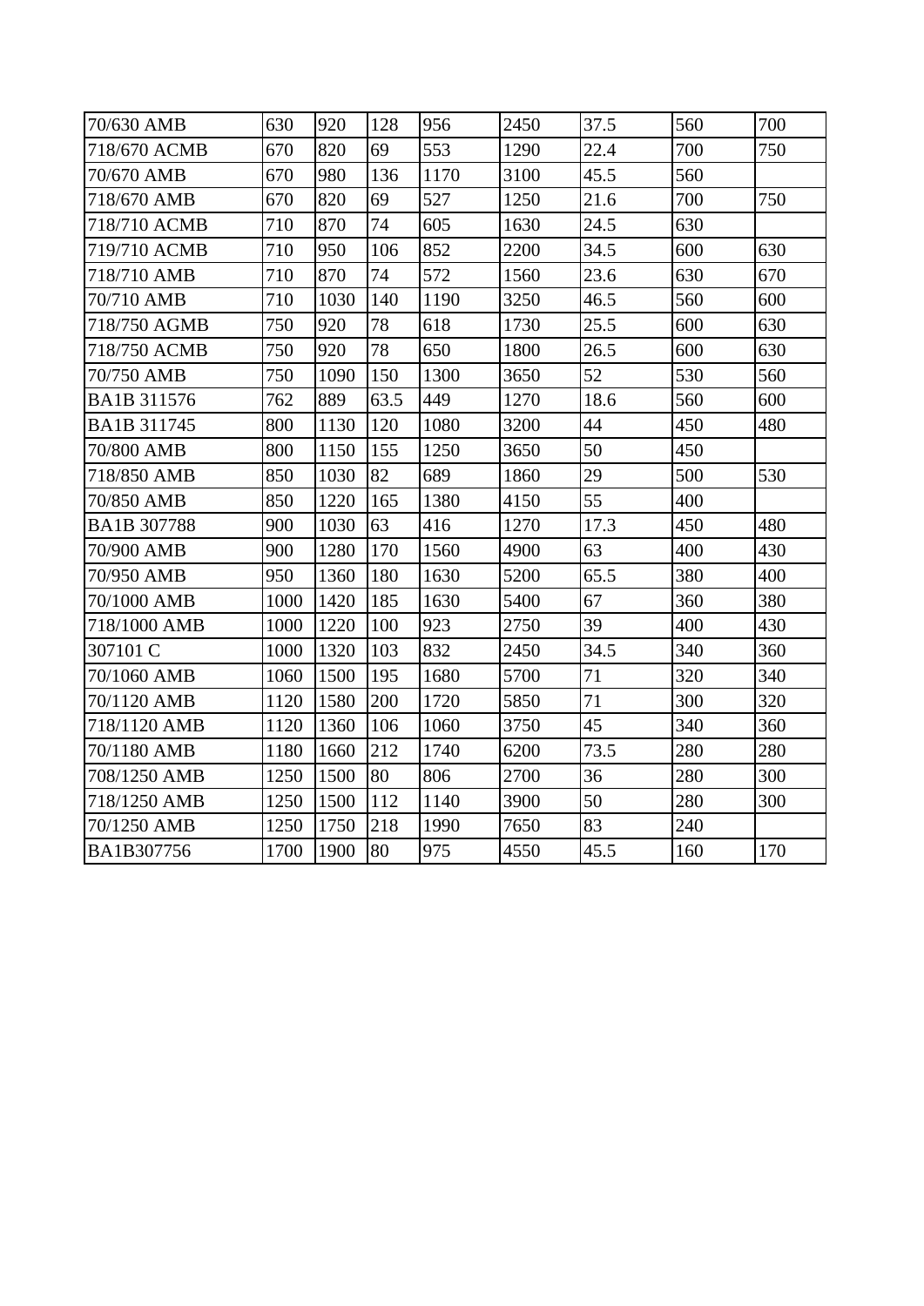| | | | | | | | | |
|---|---|---|---|---|---|---|---|---|
| 70/630 AMB | 630 | 920 | 128 | 956 | 2450 | 37.5 | 560 | 700 |
| 718/670 ACMB | 670 | 820 | 69 | 553 | 1290 | 22.4 | 700 | 750 |
| 70/670 AMB | 670 | 980 | 136 | 1170 | 3100 | 45.5 | 560 | |
| 718/670 AMB | 670 | 820 | 69 | 527 | 1250 | 21.6 | 700 | 750 |
| 718/710 ACMB | 710 | 870 | 74 | 605 | 1630 | 24.5 | 630 | |
| 719/710 ACMB | 710 | 950 | 106 | 852 | 2200 | 34.5 | 600 | 630 |
| 718/710 AMB | 710 | 870 | 74 | 572 | 1560 | 23.6 | 630 | 670 |
| 70/710 AMB | 710 | 1030 | 140 | 1190 | 3250 | 46.5 | 560 | 600 |
| 718/750 AGMB | 750 | 920 | 78 | 618 | 1730 | 25.5 | 600 | 630 |
| 718/750 ACMB | 750 | 920 | 78 | 650 | 1800 | 26.5 | 600 | 630 |
| 70/750 AMB | 750 | 1090 | 150 | 1300 | 3650 | 52 | 530 | 560 |
| BA1B 311576 | 762 | 889 | 63.5 | 449 | 1270 | 18.6 | 560 | 600 |
| BA1B 311745 | 800 | 1130 | 120 | 1080 | 3200 | 44 | 450 | 480 |
| 70/800 AMB | 800 | 1150 | 155 | 1250 | 3650 | 50 | 450 | |
| 718/850 AMB | 850 | 1030 | 82 | 689 | 1860 | 29 | 500 | 530 |
| 70/850 AMB | 850 | 1220 | 165 | 1380 | 4150 | 55 | 400 | |
| BA1B 307788 | 900 | 1030 | 63 | 416 | 1270 | 17.3 | 450 | 480 |
| 70/900 AMB | 900 | 1280 | 170 | 1560 | 4900 | 63 | 400 | 430 |
| 70/950 AMB | 950 | 1360 | 180 | 1630 | 5200 | 65.5 | 380 | 400 |
| 70/1000 AMB | 1000 | 1420 | 185 | 1630 | 5400 | 67 | 360 | 380 |
| 718/1000 AMB | 1000 | 1220 | 100 | 923 | 2750 | 39 | 400 | 430 |
| 307101 C | 1000 | 1320 | 103 | 832 | 2450 | 34.5 | 340 | 360 |
| 70/1060 AMB | 1060 | 1500 | 195 | 1680 | 5700 | 71 | 320 | 340 |
| 70/1120 AMB | 1120 | 1580 | 200 | 1720 | 5850 | 71 | 300 | 320 |
| 718/1120 AMB | 1120 | 1360 | 106 | 1060 | 3750 | 45 | 340 | 360 |
| 70/1180 AMB | 1180 | 1660 | 212 | 1740 | 6200 | 73.5 | 280 | 280 |
| 708/1250 AMB | 1250 | 1500 | 80 | 806 | 2700 | 36 | 280 | 300 |
| 718/1250 AMB | 1250 | 1500 | 112 | 1140 | 3900 | 50 | 280 | 300 |
| 70/1250 AMB | 1250 | 1750 | 218 | 1990 | 7650 | 83 | 240 | |
| BA1B307756 | 1700 | 1900 | 80 | 975 | 4550 | 45.5 | 160 | 170 |